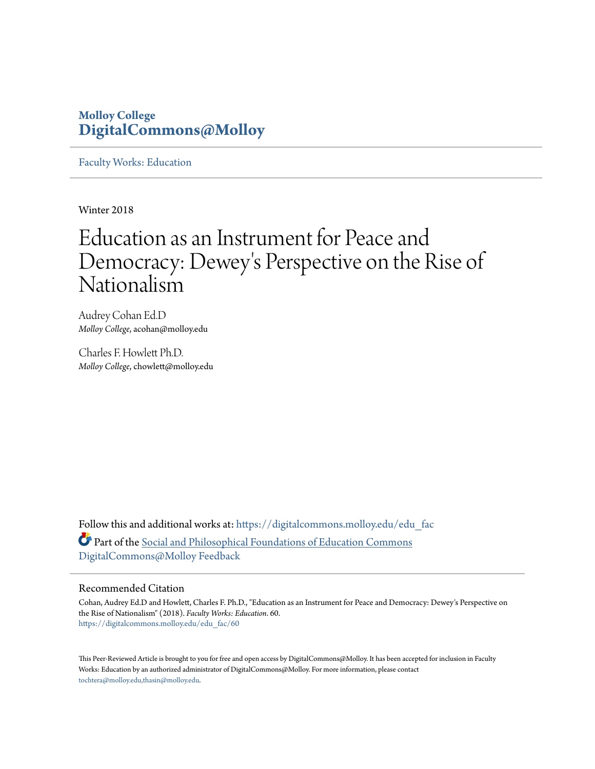# Molloy College
# DigitalCommons@Molloy

Faculty Works: Education

Winter 2018

# Education as an Instrument for Peace and Democracy: Dewey's Perspective on the Rise of Nationalism

Audrey Cohan Ed.D
*Molloy College*, acohan@molloy.edu

Charles F. Howlett Ph.D.
*Molloy College*, chowlett@molloy.edu

Follow this and additional works at: https://digitalcommons.molloy.edu/edu_fac

Part of the Social and Philosophical Foundations of Education Commons
DigitalCommons@Molloy Feedback

## Recommended Citation

Cohan, Audrey Ed.D and Howlett, Charles F. Ph.D., "Education as an Instrument for Peace and Democracy: Dewey's Perspective on the Rise of Nationalism" (2018). *Faculty Works: Education*. 60.
https://digitalcommons.molloy.edu/edu_fac/60

This Peer-Reviewed Article is brought to you for free and open access by DigitalCommons@Molloy. It has been accepted for inclusion in Faculty Works: Education by an authorized administrator of DigitalCommons@Molloy. For more information, please contact tochtera@molloy.edu,thasin@molloy.edu.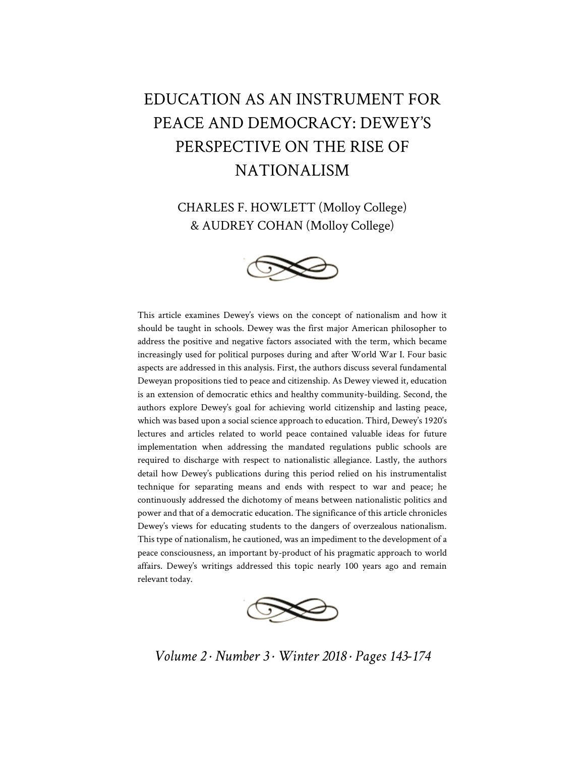# EDUCATION AS AN INSTRUMENT FOR PEACE AND DEMOCRACY: DEWEY'S PERSPECTIVE ON THE RISE OF NATIONALISM

CHARLES F. HOWLETT (Molloy College)
& AUDREY COHAN (Molloy College)

This article examines Dewey's views on the concept of nationalism and how it should be taught in schools. Dewey was the first major American philosopher to address the positive and negative factors associated with the term, which became increasingly used for political purposes during and after World War I. Four basic aspects are addressed in this analysis. First, the authors discuss several fundamental Deweyan propositions tied to peace and citizenship. As Dewey viewed it, education is an extension of democratic ethics and healthy community-building. Second, the authors explore Dewey's goal for achieving world citizenship and lasting peace, which was based upon a social science approach to education. Third, Dewey's 1920's lectures and articles related to world peace contained valuable ideas for future implementation when addressing the mandated regulations public schools are required to discharge with respect to nationalistic allegiance. Lastly, the authors detail how Dewey's publications during this period relied on his instrumentalist technique for separating means and ends with respect to war and peace; he continuously addressed the dichotomy of means between nationalistic politics and power and that of a democratic education. The significance of this article chronicles Dewey's views for educating students to the dangers of overzealous nationalism. This type of nationalism, he cautioned, was an impediment to the development of a peace consciousness, an important by-product of his pragmatic approach to world affairs. Dewey's writings addressed this topic nearly 100 years ago and remain relevant today.

*Volume 2 · Number 3 · Winter 2018 · Pages 143-174*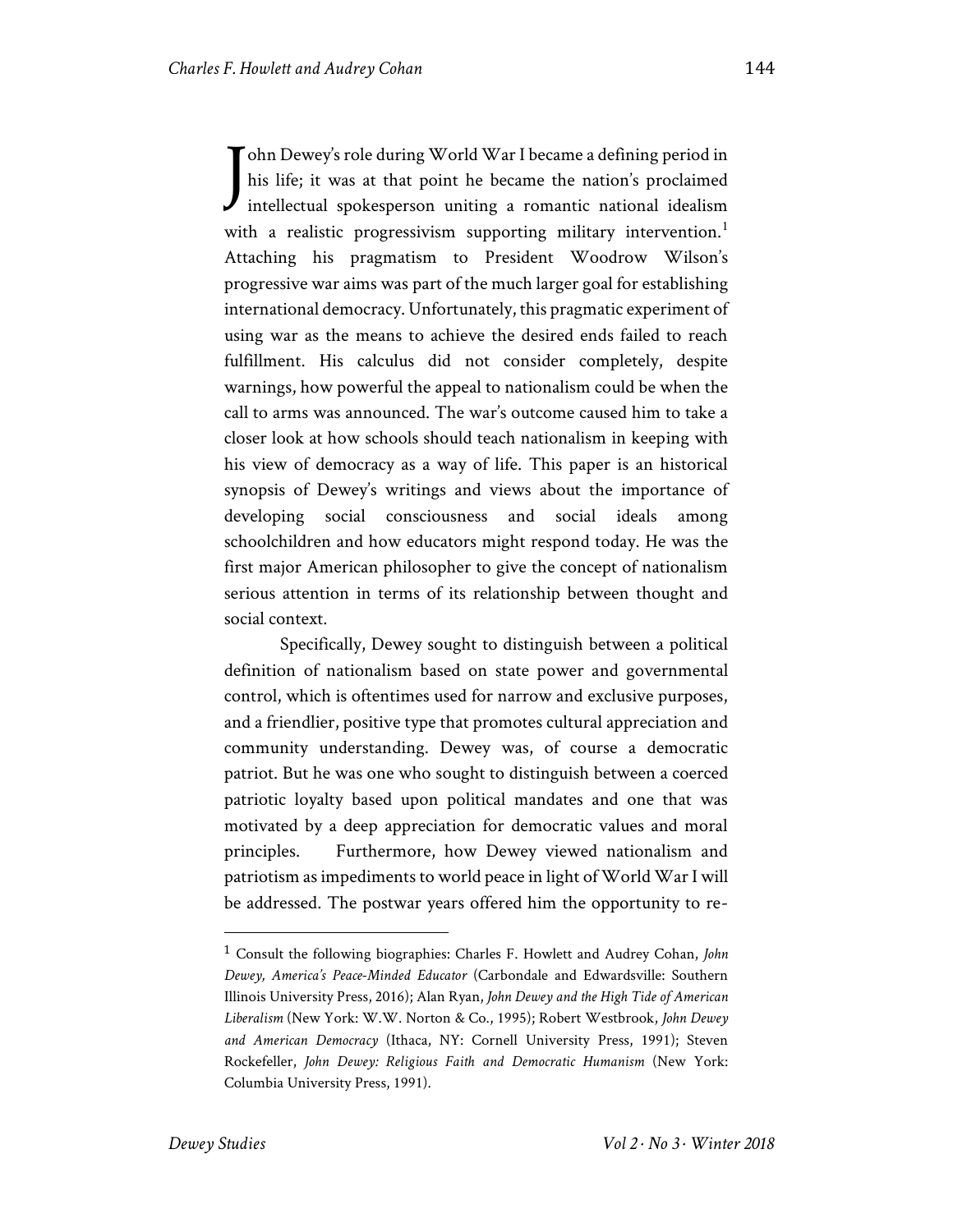John Dewey's role during World War I became a defining period in his life; it was at that point he became the nation's proclaimed intellectual spokesperson uniting a romantic national idealism with a realistic progressivism supporting military intervention.[1] Attaching his pragmatism to President Woodrow Wilson's progressive war aims was part of the much larger goal for establishing international democracy. Unfortunately, this pragmatic experiment of using war as the means to achieve the desired ends failed to reach fulfillment. His calculus did not consider completely, despite warnings, how powerful the appeal to nationalism could be when the call to arms was announced. The war's outcome caused him to take a closer look at how schools should teach nationalism in keeping with his view of democracy as a way of life. This paper is an historical synopsis of Dewey's writings and views about the importance of developing social consciousness and social ideals among schoolchildren and how educators might respond today. He was the first major American philosopher to give the concept of nationalism serious attention in terms of its relationship between thought and social context.

Specifically, Dewey sought to distinguish between a political definition of nationalism based on state power and governmental control, which is oftentimes used for narrow and exclusive purposes, and a friendlier, positive type that promotes cultural appreciation and community understanding. Dewey was, of course a democratic patriot. But he was one who sought to distinguish between a coerced patriotic loyalty based upon political mandates and one that was motivated by a deep appreciation for democratic values and moral principles. Furthermore, how Dewey viewed nationalism and patriotism as impediments to world peace in light of World War I will be addressed. The postwar years offered him the opportunity to re-

---

[1] Consult the following biographies: Charles F. Howlett and Audrey Cohan, *John Dewey, America's Peace-Minded Educator* (Carbondale and Edwardsville: Southern Illinois University Press, 2016); Alan Ryan, *John Dewey and the High Tide of American Liberalism* (New York: W.W. Norton & Co., 1995); Robert Westbrook, *John Dewey and American Democracy* (Ithaca, NY: Cornell University Press, 1991); Steven Rockefeller, *John Dewey: Religious Faith and Democratic Humanism* (New York: Columbia University Press, 1991).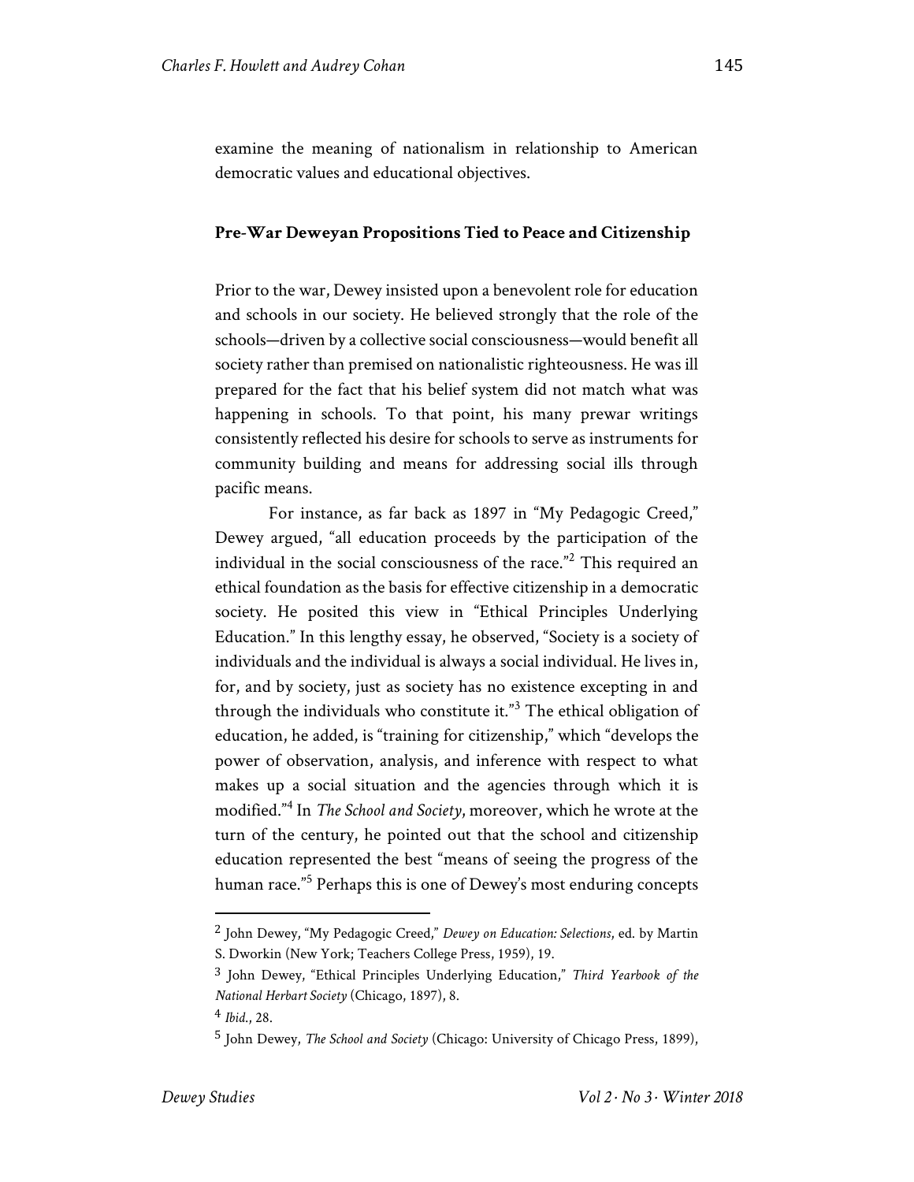examine the meaning of nationalism in relationship to American democratic values and educational objectives.

## Pre-War Deweyan Propositions Tied to Peace and Citizenship

Prior to the war, Dewey insisted upon a benevolent role for education and schools in our society. He believed strongly that the role of the schools—driven by a collective social consciousness—would benefit all society rather than premised on nationalistic righteousness. He was ill prepared for the fact that his belief system did not match what was happening in schools. To that point, his many prewar writings consistently reflected his desire for schools to serve as instruments for community building and means for addressing social ills through pacific means.

For instance, as far back as 1897 in "My Pedagogic Creed," Dewey argued, "all education proceeds by the participation of the individual in the social consciousness of the race."[2] This required an ethical foundation as the basis for effective citizenship in a democratic society. He posited this view in "Ethical Principles Underlying Education." In this lengthy essay, he observed, "Society is a society of individuals and the individual is always a social individual. He lives in, for, and by society, just as society has no existence excepting in and through the individuals who constitute it."[3] The ethical obligation of education, he added, is "training for citizenship," which "develops the power of observation, analysis, and inference with respect to what makes up a social situation and the agencies through which it is modified."[4] In *The School and Society*, moreover, which he wrote at the turn of the century, he pointed out that the school and citizenship education represented the best "means of seeing the progress of the human race."[5] Perhaps this is one of Dewey's most enduring concepts

---

[2] John Dewey, "My Pedagogic Creed," *Dewey on Education: Selections*, ed. by Martin S. Dworkin (New York; Teachers College Press, 1959), 19.

[3] John Dewey, "Ethical Principles Underlying Education," *Third Yearbook of the National Herbart Society* (Chicago, 1897), 8.

[4] *Ibid.*, 28.

[5] John Dewey, *The School and Society* (Chicago: University of Chicago Press, 1899),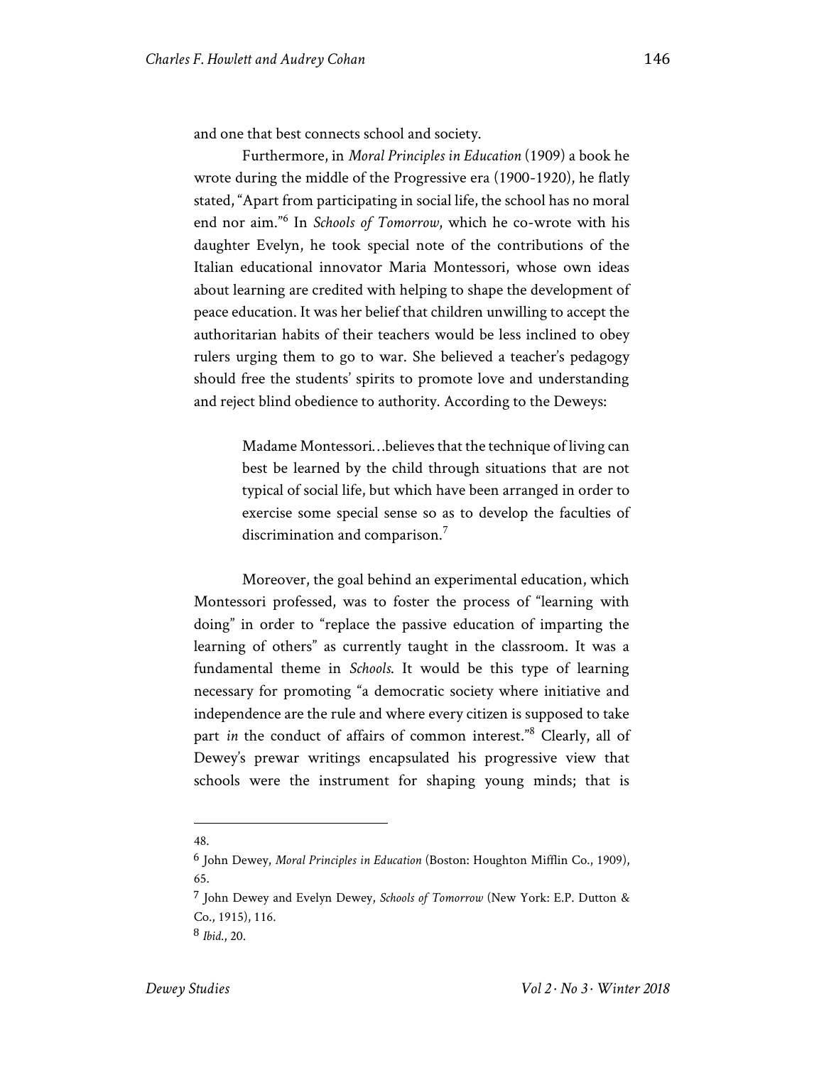and one that best connects school and society.

Furthermore, in *Moral Principles in Education* (1909) a book he wrote during the middle of the Progressive era (1900-1920), he flatly stated, "Apart from participating in social life, the school has no moral end nor aim."[6] In *Schools of Tomorrow*, which he co-wrote with his daughter Evelyn, he took special note of the contributions of the Italian educational innovator Maria Montessori, whose own ideas about learning are credited with helping to shape the development of peace education. It was her belief that children unwilling to accept the authoritarian habits of their teachers would be less inclined to obey rulers urging them to go to war. She believed a teacher's pedagogy should free the students' spirits to promote love and understanding and reject blind obedience to authority. According to the Deweys:

> Madame Montessori…believes that the technique of living can best be learned by the child through situations that are not typical of social life, but which have been arranged in order to exercise some special sense so as to develop the faculties of discrimination and comparison.[7]

Moreover, the goal behind an experimental education, which Montessori professed, was to foster the process of "learning with doing" in order to "replace the passive education of imparting the learning of others" as currently taught in the classroom. It was a fundamental theme in *Schools*. It would be this type of learning necessary for promoting "a democratic society where initiative and independence are the rule and where every citizen is supposed to take part *in* the conduct of affairs of common interest."[8] Clearly, all of Dewey's prewar writings encapsulated his progressive view that schools were the instrument for shaping young minds; that is

---

48.

[6] John Dewey, *Moral Principles in Education* (Boston: Houghton Mifflin Co., 1909), 65.

[7] John Dewey and Evelyn Dewey, *Schools of Tomorrow* (New York: E.P. Dutton & Co., 1915), 116.

[8] *Ibid.*, 20.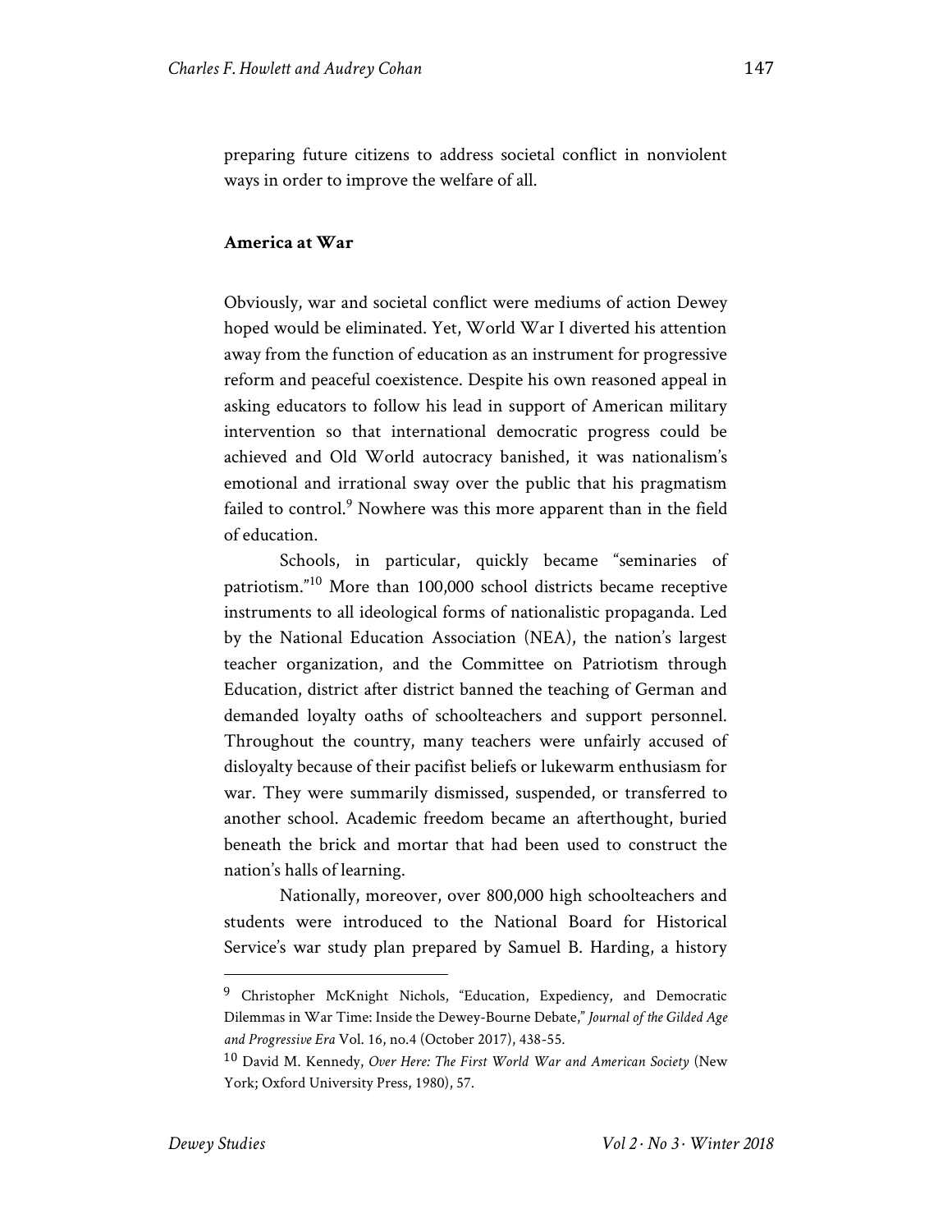preparing future citizens to address societal conflict in nonviolent ways in order to improve the welfare of all.

**America at War**

Obviously, war and societal conflict were mediums of action Dewey hoped would be eliminated. Yet, World War I diverted his attention away from the function of education as an instrument for progressive reform and peaceful coexistence. Despite his own reasoned appeal in asking educators to follow his lead in support of American military intervention so that international democratic progress could be achieved and Old World autocracy banished, it was nationalism's emotional and irrational sway over the public that his pragmatism failed to control.[9] Nowhere was this more apparent than in the field of education.

Schools, in particular, quickly became "seminaries of patriotism."[10] More than 100,000 school districts became receptive instruments to all ideological forms of nationalistic propaganda. Led by the National Education Association (NEA), the nation's largest teacher organization, and the Committee on Patriotism through Education, district after district banned the teaching of German and demanded loyalty oaths of schoolteachers and support personnel. Throughout the country, many teachers were unfairly accused of disloyalty because of their pacifist beliefs or lukewarm enthusiasm for war. They were summarily dismissed, suspended, or transferred to another school. Academic freedom became an afterthought, buried beneath the brick and mortar that had been used to construct the nation's halls of learning.

Nationally, moreover, over 800,000 high schoolteachers and students were introduced to the National Board for Historical Service's war study plan prepared by Samuel B. Harding, a history

---

[9] Christopher McKnight Nichols, "Education, Expediency, and Democratic Dilemmas in War Time: Inside the Dewey-Bourne Debate," *Journal of the Gilded Age and Progressive Era* Vol. 16, no.4 (October 2017), 438-55.

[10] David M. Kennedy, *Over Here: The First World War and American Society* (New York; Oxford University Press, 1980), 57.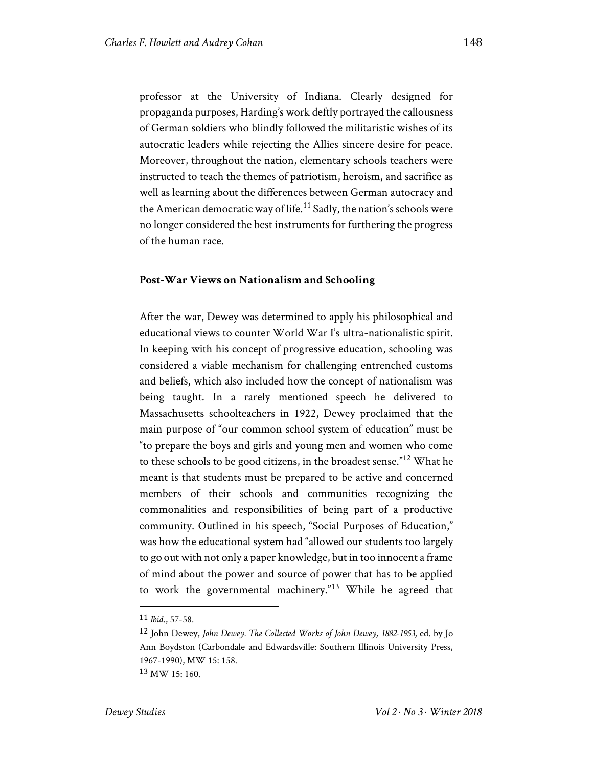professor at the University of Indiana. Clearly designed for propaganda purposes, Harding's work deftly portrayed the callousness of German soldiers who blindly followed the militaristic wishes of its autocratic leaders while rejecting the Allies sincere desire for peace. Moreover, throughout the nation, elementary schools teachers were instructed to teach the themes of patriotism, heroism, and sacrifice as well as learning about the differences between German autocracy and the American democratic way of life.[11] Sadly, the nation's schools were no longer considered the best instruments for furthering the progress of the human race.

## Post-War Views on Nationalism and Schooling

After the war, Dewey was determined to apply his philosophical and educational views to counter World War I's ultra-nationalistic spirit. In keeping with his concept of progressive education, schooling was considered a viable mechanism for challenging entrenched customs and beliefs, which also included how the concept of nationalism was being taught. In a rarely mentioned speech he delivered to Massachusetts schoolteachers in 1922, Dewey proclaimed that the main purpose of "our common school system of education" must be "to prepare the boys and girls and young men and women who come to these schools to be good citizens, in the broadest sense."[12] What he meant is that students must be prepared to be active and concerned members of their schools and communities recognizing the commonalities and responsibilities of being part of a productive community. Outlined in his speech, "Social Purposes of Education," was how the educational system had "allowed our students too largely to go out with not only a paper knowledge, but in too innocent a frame of mind about the power and source of power that has to be applied to work the governmental machinery."[13] While he agreed that

---

11 *Ibid.*, 57-58.

12 John Dewey, *John Dewey. The Collected Works of John Dewey, 1882-1953*, ed. by Jo Ann Boydston (Carbondale and Edwardsville: Southern Illinois University Press, 1967-1990), MW 15: 158.

13 MW 15: 160.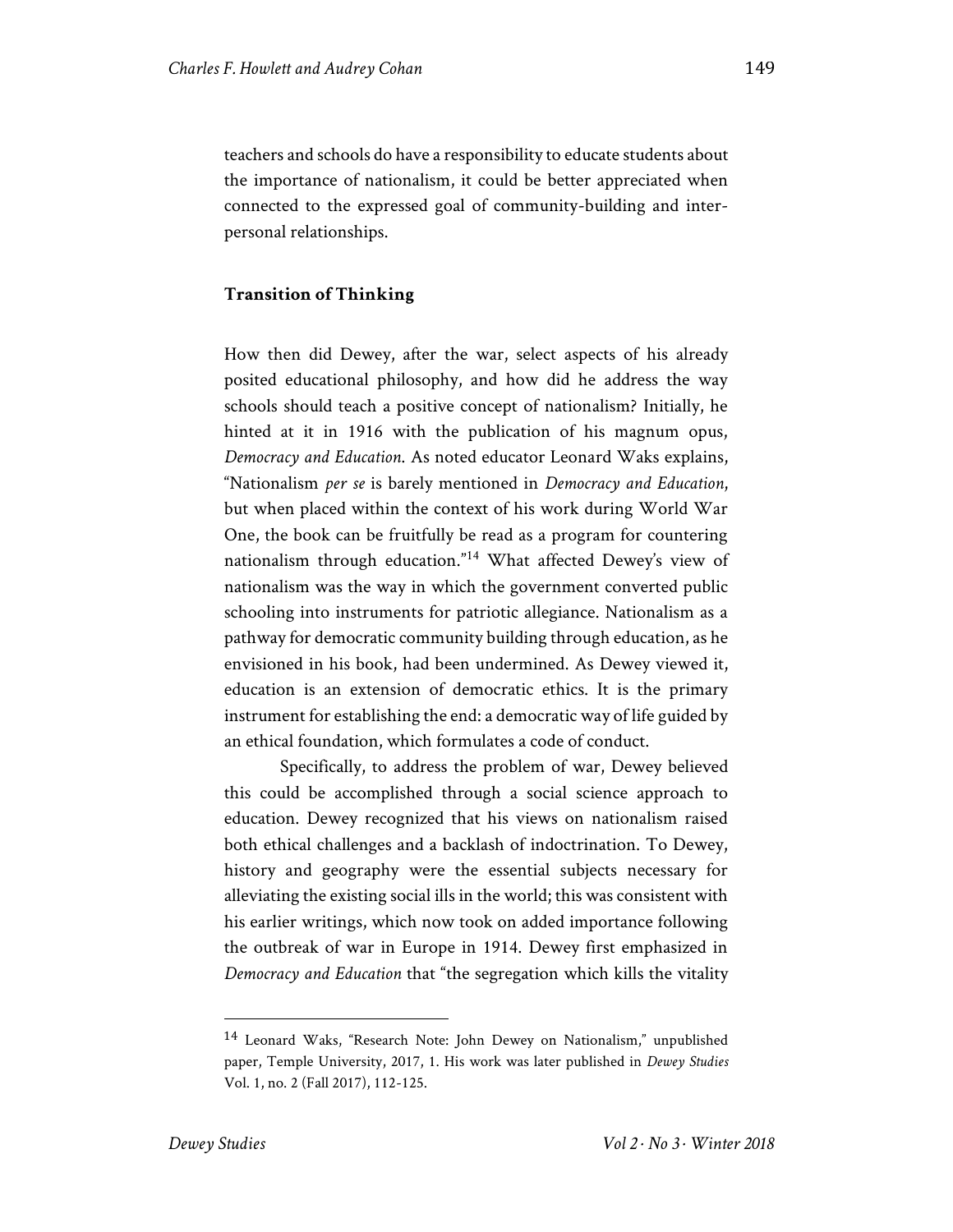teachers and schools do have a responsibility to educate students about the importance of nationalism, it could be better appreciated when connected to the expressed goal of community-building and inter-personal relationships.

### Transition of Thinking

How then did Dewey, after the war, select aspects of his already posited educational philosophy, and how did he address the way schools should teach a positive concept of nationalism? Initially, he hinted at it in 1916 with the publication of his magnum opus, *Democracy and Education*. As noted educator Leonard Waks explains, "Nationalism *per se* is barely mentioned in *Democracy and Education*, but when placed within the context of his work during World War One, the book can be fruitfully be read as a program for countering nationalism through education."[14] What affected Dewey's view of nationalism was the way in which the government converted public schooling into instruments for patriotic allegiance. Nationalism as a pathway for democratic community building through education, as he envisioned in his book, had been undermined. As Dewey viewed it, education is an extension of democratic ethics. It is the primary instrument for establishing the end: a democratic way of life guided by an ethical foundation, which formulates a code of conduct.

Specifically, to address the problem of war, Dewey believed this could be accomplished through a social science approach to education. Dewey recognized that his views on nationalism raised both ethical challenges and a backlash of indoctrination. To Dewey, history and geography were the essential subjects necessary for alleviating the existing social ills in the world; this was consistent with his earlier writings, which now took on added importance following the outbreak of war in Europe in 1914. Dewey first emphasized in *Democracy and Education* that "the segregation which kills the vitality

---

[14] Leonard Waks, "Research Note: John Dewey on Nationalism," unpublished paper, Temple University, 2017, 1. His work was later published in *Dewey Studies* Vol. 1, no. 2 (Fall 2017), 112-125.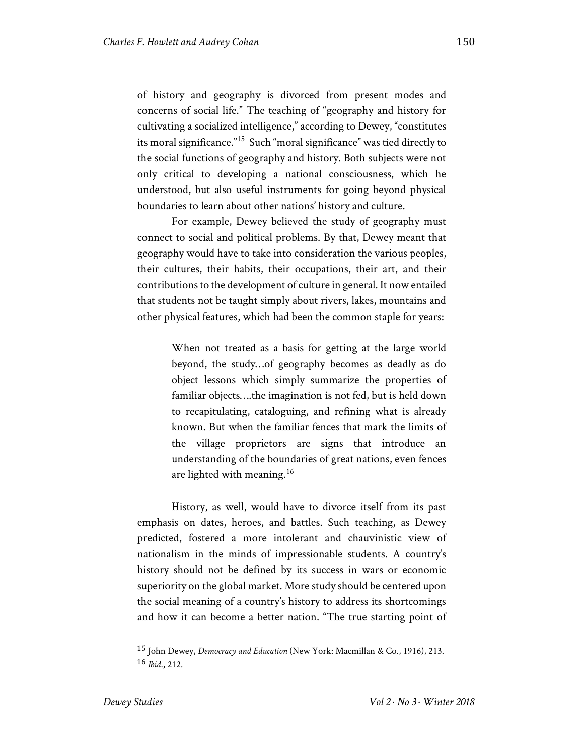of history and geography is divorced from present modes and concerns of social life." The teaching of "geography and history for cultivating a socialized intelligence," according to Dewey, "constitutes its moral significance."[15] Such "moral significance" was tied directly to the social functions of geography and history. Both subjects were not only critical to developing a national consciousness, which he understood, but also useful instruments for going beyond physical boundaries to learn about other nations' history and culture.

For example, Dewey believed the study of geography must connect to social and political problems. By that, Dewey meant that geography would have to take into consideration the various peoples, their cultures, their habits, their occupations, their art, and their contributions to the development of culture in general. It now entailed that students not be taught simply about rivers, lakes, mountains and other physical features, which had been the common staple for years:

> When not treated as a basis for getting at the large world beyond, the study…of geography becomes as deadly as do object lessons which simply summarize the properties of familiar objects….the imagination is not fed, but is held down to recapitulating, cataloguing, and refining what is already known. But when the familiar fences that mark the limits of the village proprietors are signs that introduce an understanding of the boundaries of great nations, even fences are lighted with meaning.[16]

History, as well, would have to divorce itself from its past emphasis on dates, heroes, and battles. Such teaching, as Dewey predicted, fostered a more intolerant and chauvinistic view of nationalism in the minds of impressionable students. A country's history should not be defined by its success in wars or economic superiority on the global market. More study should be centered upon the social meaning of a country's history to address its shortcomings and how it can become a better nation. "The true starting point of

---

[15] John Dewey, *Democracy and Education* (New York: Macmillan & Co., 1916), 213.
[16] *Ibid.*, 212.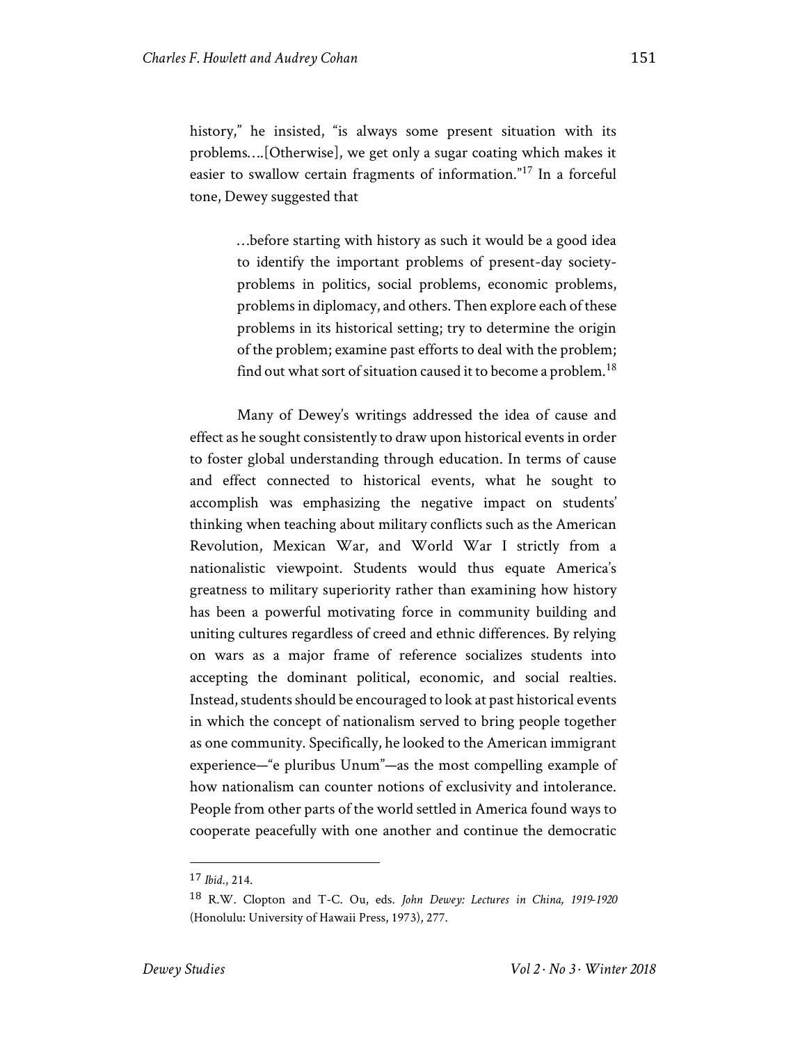history," he insisted, "is always some present situation with its problems….[Otherwise], we get only a sugar coating which makes it easier to swallow certain fragments of information."[17] In a forceful tone, Dewey suggested that

> …before starting with history as such it would be a good idea to identify the important problems of present-day society-problems in politics, social problems, economic problems, problems in diplomacy, and others. Then explore each of these problems in its historical setting; try to determine the origin of the problem; examine past efforts to deal with the problem; find out what sort of situation caused it to become a problem.[18]

Many of Dewey's writings addressed the idea of cause and effect as he sought consistently to draw upon historical events in order to foster global understanding through education. In terms of cause and effect connected to historical events, what he sought to accomplish was emphasizing the negative impact on students' thinking when teaching about military conflicts such as the American Revolution, Mexican War, and World War I strictly from a nationalistic viewpoint. Students would thus equate America's greatness to military superiority rather than examining how history has been a powerful motivating force in community building and uniting cultures regardless of creed and ethnic differences. By relying on wars as a major frame of reference socializes students into accepting the dominant political, economic, and social realties. Instead, students should be encouraged to look at past historical events in which the concept of nationalism served to bring people together as one community. Specifically, he looked to the American immigrant experience—"e pluribus Unum"—as the most compelling example of how nationalism can counter notions of exclusivity and intolerance. People from other parts of the world settled in America found ways to cooperate peacefully with one another and continue the democratic

---

17 *Ibid.*, 214.

18 R.W. Clopton and T-C. Ou, eds. *John Dewey: Lectures in China, 1919-1920* (Honolulu: University of Hawaii Press, 1973), 277.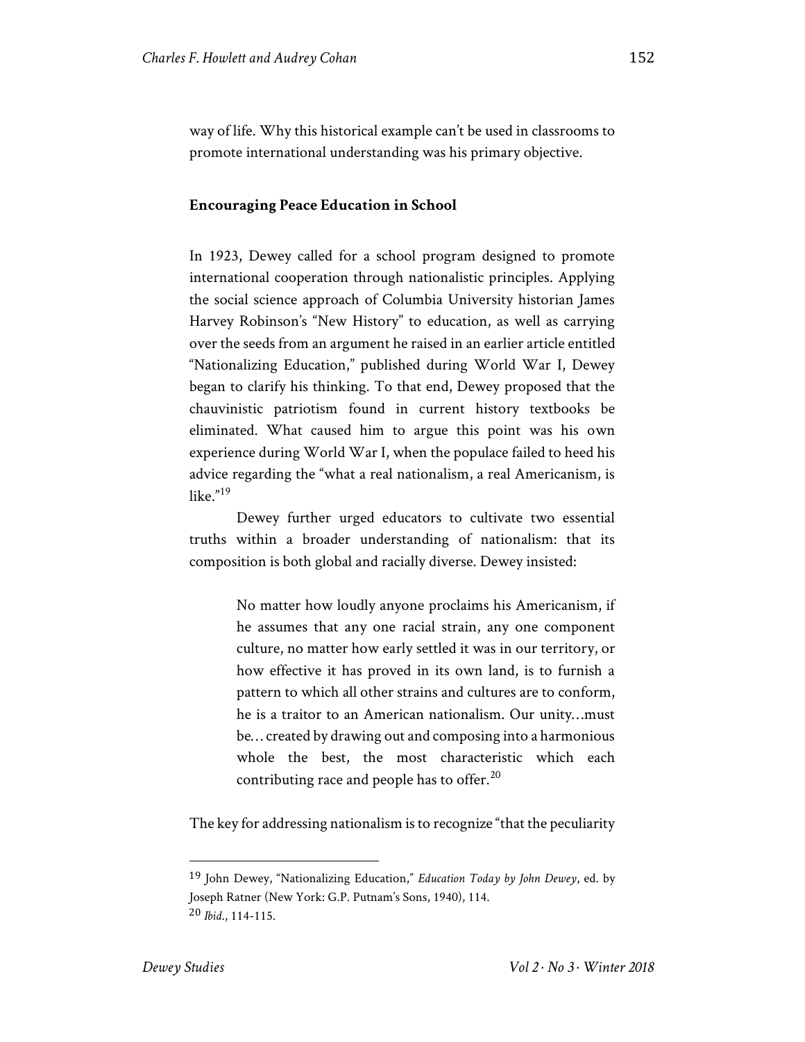way of life. Why this historical example can't be used in classrooms to promote international understanding was his primary objective.

**Encouraging Peace Education in School**

In 1923, Dewey called for a school program designed to promote international cooperation through nationalistic principles. Applying the social science approach of Columbia University historian James Harvey Robinson's "New History" to education, as well as carrying over the seeds from an argument he raised in an earlier article entitled "Nationalizing Education," published during World War I, Dewey began to clarify his thinking. To that end, Dewey proposed that the chauvinistic patriotism found in current history textbooks be eliminated. What caused him to argue this point was his own experience during World War I, when the populace failed to heed his advice regarding the "what a real nationalism, a real Americanism, is like."[19]

Dewey further urged educators to cultivate two essential truths within a broader understanding of nationalism: that its composition is both global and racially diverse. Dewey insisted:

> No matter how loudly anyone proclaims his Americanism, if he assumes that any one racial strain, any one component culture, no matter how early settled it was in our territory, or how effective it has proved in its own land, is to furnish a pattern to which all other strains and cultures are to conform, he is a traitor to an American nationalism. Our unity…must be… created by drawing out and composing into a harmonious whole the best, the most characteristic which each contributing race and people has to offer.[20]

The key for addressing nationalism is to recognize "that the peculiarity

---

[19] John Dewey, "Nationalizing Education," *Education Today by John Dewey*, ed. by Joseph Ratner (New York: G.P. Putnam's Sons, 1940), 114.

[20] *Ibid.*, 114-115.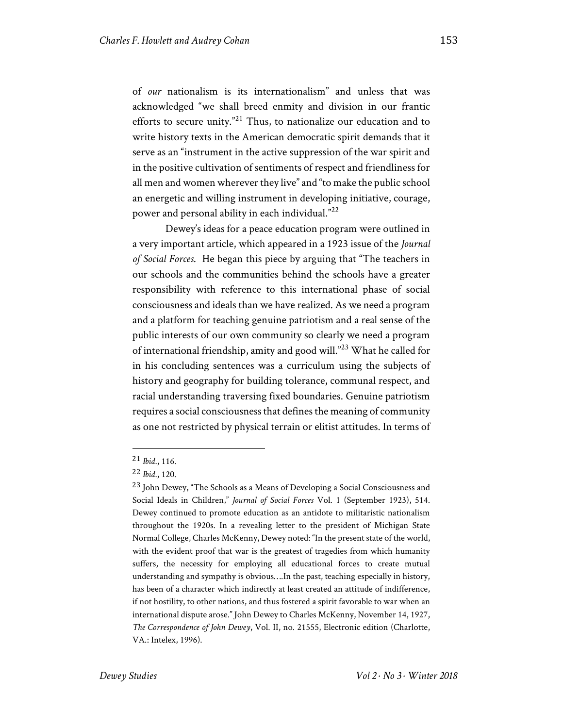of *our* nationalism is its internationalism" and unless that was acknowledged "we shall breed enmity and division in our frantic efforts to secure unity."[21] Thus, to nationalize our education and to write history texts in the American democratic spirit demands that it serve as an "instrument in the active suppression of the war spirit and in the positive cultivation of sentiments of respect and friendliness for all men and women wherever they live" and "to make the public school an energetic and willing instrument in developing initiative, courage, power and personal ability in each individual."[22]

Dewey's ideas for a peace education program were outlined in a very important article, which appeared in a 1923 issue of the *Journal of Social Forces*. He began this piece by arguing that "The teachers in our schools and the communities behind the schools have a greater responsibility with reference to this international phase of social consciousness and ideals than we have realized. As we need a program and a platform for teaching genuine patriotism and a real sense of the public interests of our own community so clearly we need a program of international friendship, amity and good will."[23] What he called for in his concluding sentences was a curriculum using the subjects of history and geography for building tolerance, communal respect, and racial understanding traversing fixed boundaries. Genuine patriotism requires a social consciousness that defines the meaning of community as one not restricted by physical terrain or elitist attitudes. In terms of

---

[21] *Ibid*., 116.

[22] *Ibid*., 120.

[23] John Dewey, "The Schools as a Means of Developing a Social Consciousness and Social Ideals in Children," *Journal of Social Forces* Vol. 1 (September 1923), 514. Dewey continued to promote education as an antidote to militaristic nationalism throughout the 1920s. In a revealing letter to the president of Michigan State Normal College, Charles McKenny, Dewey noted: "In the present state of the world, with the evident proof that war is the greatest of tragedies from which humanity suffers, the necessity for employing all educational forces to create mutual understanding and sympathy is obvious….In the past, teaching especially in history, has been of a character which indirectly at least created an attitude of indifference, if not hostility, to other nations, and thus fostered a spirit favorable to war when an international dispute arose." John Dewey to Charles McKenny, November 14, 1927, *The Correspondence of John Dewey*, Vol. II, no. 21555, Electronic edition (Charlotte, VA.: Intelex, 1996).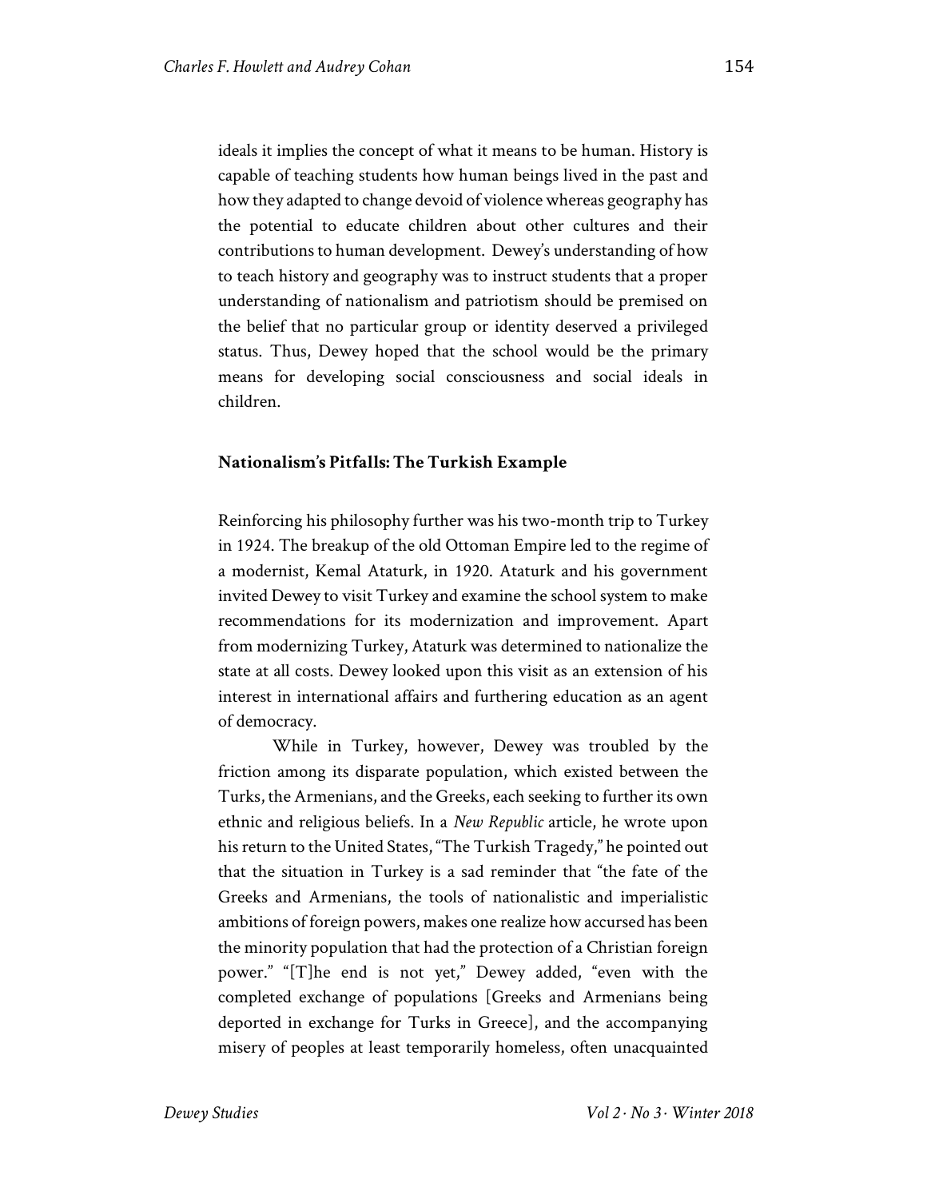ideals it implies the concept of what it means to be human. History is capable of teaching students how human beings lived in the past and how they adapted to change devoid of violence whereas geography has the potential to educate children about other cultures and their contributions to human development. Dewey's understanding of how to teach history and geography was to instruct students that a proper understanding of nationalism and patriotism should be premised on the belief that no particular group or identity deserved a privileged status. Thus, Dewey hoped that the school would be the primary means for developing social consciousness and social ideals in children.

## Nationalism's Pitfalls: The Turkish Example

Reinforcing his philosophy further was his two-month trip to Turkey in 1924. The breakup of the old Ottoman Empire led to the regime of a modernist, Kemal Ataturk, in 1920. Ataturk and his government invited Dewey to visit Turkey and examine the school system to make recommendations for its modernization and improvement. Apart from modernizing Turkey, Ataturk was determined to nationalize the state at all costs. Dewey looked upon this visit as an extension of his interest in international affairs and furthering education as an agent of democracy.

While in Turkey, however, Dewey was troubled by the friction among its disparate population, which existed between the Turks, the Armenians, and the Greeks, each seeking to further its own ethnic and religious beliefs. In a *New Republic* article, he wrote upon his return to the United States, "The Turkish Tragedy," he pointed out that the situation in Turkey is a sad reminder that "the fate of the Greeks and Armenians, the tools of nationalistic and imperialistic ambitions of foreign powers, makes one realize how accursed has been the minority population that had the protection of a Christian foreign power." "[T]he end is not yet," Dewey added, "even with the completed exchange of populations [Greeks and Armenians being deported in exchange for Turks in Greece], and the accompanying misery of peoples at least temporarily homeless, often unacquainted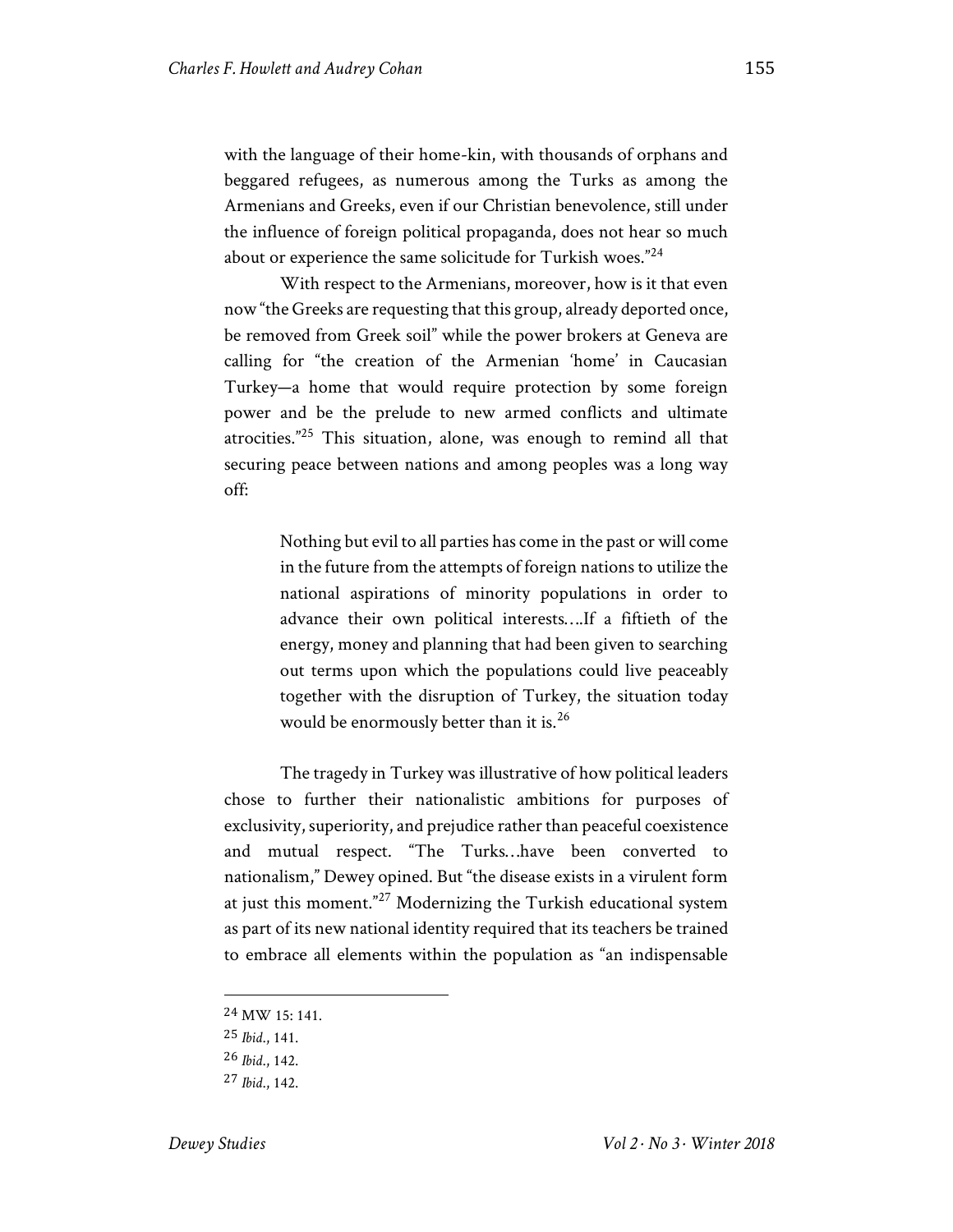with the language of their home-kin, with thousands of orphans and beggared refugees, as numerous among the Turks as among the Armenians and Greeks, even if our Christian benevolence, still under the influence of foreign political propaganda, does not hear so much about or experience the same solicitude for Turkish woes."[24]

With respect to the Armenians, moreover, how is it that even now "the Greeks are requesting that this group, already deported once, be removed from Greek soil" while the power brokers at Geneva are calling for "the creation of the Armenian 'home' in Caucasian Turkey—a home that would require protection by some foreign power and be the prelude to new armed conflicts and ultimate atrocities."[25] This situation, alone, was enough to remind all that securing peace between nations and among peoples was a long way off:

> Nothing but evil to all parties has come in the past or will come in the future from the attempts of foreign nations to utilize the national aspirations of minority populations in order to advance their own political interests….If a fiftieth of the energy, money and planning that had been given to searching out terms upon which the populations could live peaceably together with the disruption of Turkey, the situation today would be enormously better than it is.[26]

The tragedy in Turkey was illustrative of how political leaders chose to further their nationalistic ambitions for purposes of exclusivity, superiority, and prejudice rather than peaceful coexistence and mutual respect. "The Turks…have been converted to nationalism," Dewey opined. But "the disease exists in a virulent form at just this moment."[27] Modernizing the Turkish educational system as part of its new national identity required that its teachers be trained to embrace all elements within the population as "an indispensable

---

[24] MW 15: 141.

[25] *Ibid.*, 141.

[26] *Ibid.*, 142.

[27] *Ibid.*, 142.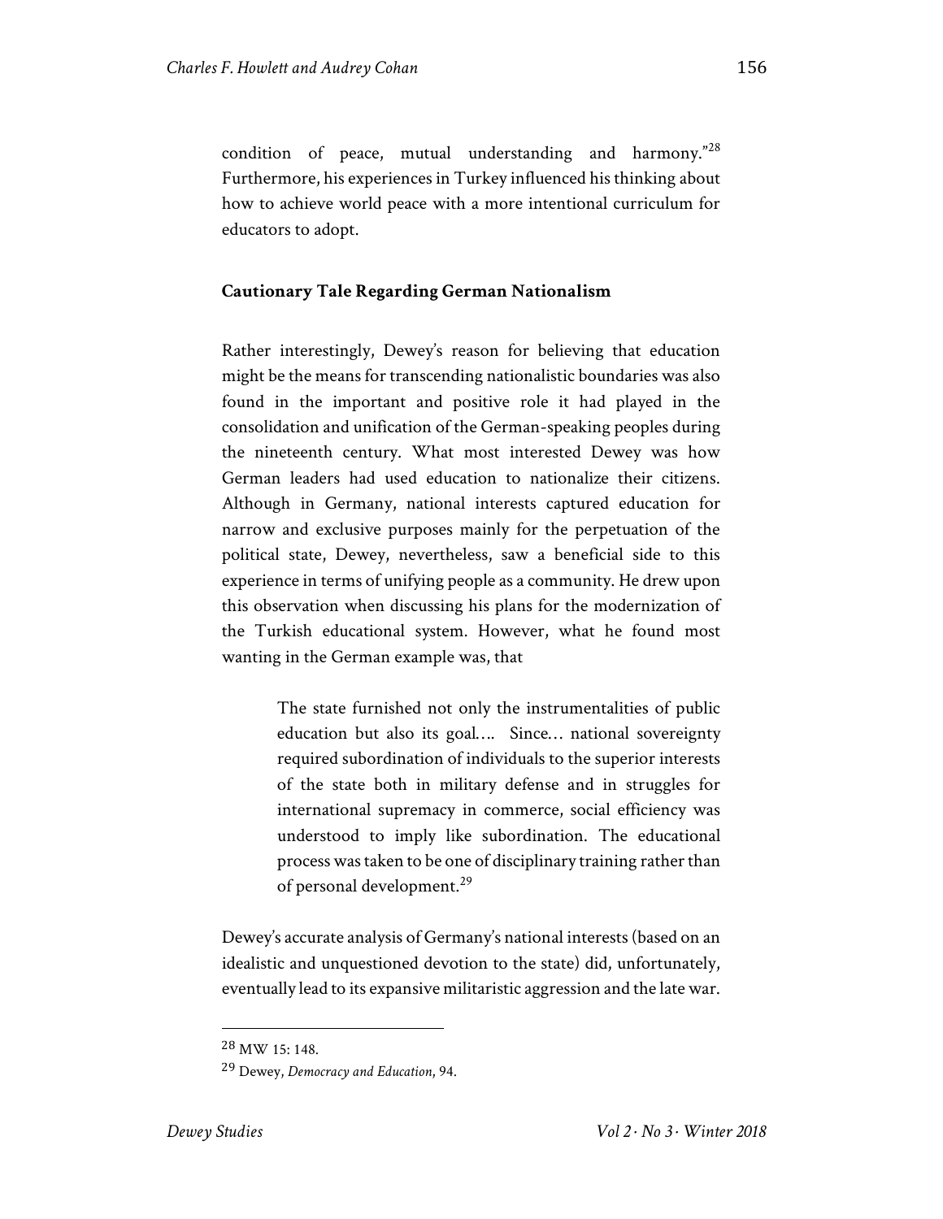condition of peace, mutual understanding and harmony."[28] Furthermore, his experiences in Turkey influenced his thinking about how to achieve world peace with a more intentional curriculum for educators to adopt.

**Cautionary Tale Regarding German Nationalism**

Rather interestingly, Dewey's reason for believing that education might be the means for transcending nationalistic boundaries was also found in the important and positive role it had played in the consolidation and unification of the German-speaking peoples during the nineteenth century. What most interested Dewey was how German leaders had used education to nationalize their citizens. Although in Germany, national interests captured education for narrow and exclusive purposes mainly for the perpetuation of the political state, Dewey, nevertheless, saw a beneficial side to this experience in terms of unifying people as a community. He drew upon this observation when discussing his plans for the modernization of the Turkish educational system. However, what he found most wanting in the German example was, that

> The state furnished not only the instrumentalities of public education but also its goal.... Since... national sovereignty required subordination of individuals to the superior interests of the state both in military defense and in struggles for international supremacy in commerce, social efficiency was understood to imply like subordination. The educational process was taken to be one of disciplinary training rather than of personal development.[29]

Dewey's accurate analysis of Germany's national interests (based on an idealistic and unquestioned devotion to the state) did, unfortunately, eventually lead to its expansive militaristic aggression and the late war.

---

[28] MW 15: 148.

[29] Dewey, *Democracy and Education*, 94.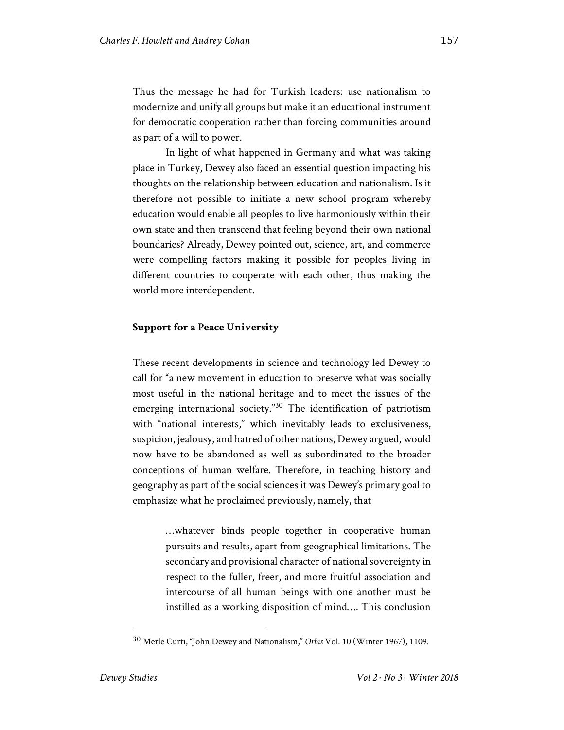Thus the message he had for Turkish leaders: use nationalism to modernize and unify all groups but make it an educational instrument for democratic cooperation rather than forcing communities around as part of a will to power.

In light of what happened in Germany and what was taking place in Turkey, Dewey also faced an essential question impacting his thoughts on the relationship between education and nationalism. Is it therefore not possible to initiate a new school program whereby education would enable all peoples to live harmoniously within their own state and then transcend that feeling beyond their own national boundaries? Already, Dewey pointed out, science, art, and commerce were compelling factors making it possible for peoples living in different countries to cooperate with each other, thus making the world more interdependent.

## Support for a Peace University

These recent developments in science and technology led Dewey to call for "a new movement in education to preserve what was socially most useful in the national heritage and to meet the issues of the emerging international society."[30] The identification of patriotism with "national interests," which inevitably leads to exclusiveness, suspicion, jealousy, and hatred of other nations, Dewey argued, would now have to be abandoned as well as subordinated to the broader conceptions of human welfare. Therefore, in teaching history and geography as part of the social sciences it was Dewey's primary goal to emphasize what he proclaimed previously, namely, that

> …whatever binds people together in cooperative human pursuits and results, apart from geographical limitations. The secondary and provisional character of national sovereignty in respect to the fuller, freer, and more fruitful association and intercourse of all human beings with one another must be instilled as a working disposition of mind…. This conclusion

[30] Merle Curti, "John Dewey and Nationalism," *Orbis* Vol. 10 (Winter 1967), 1109.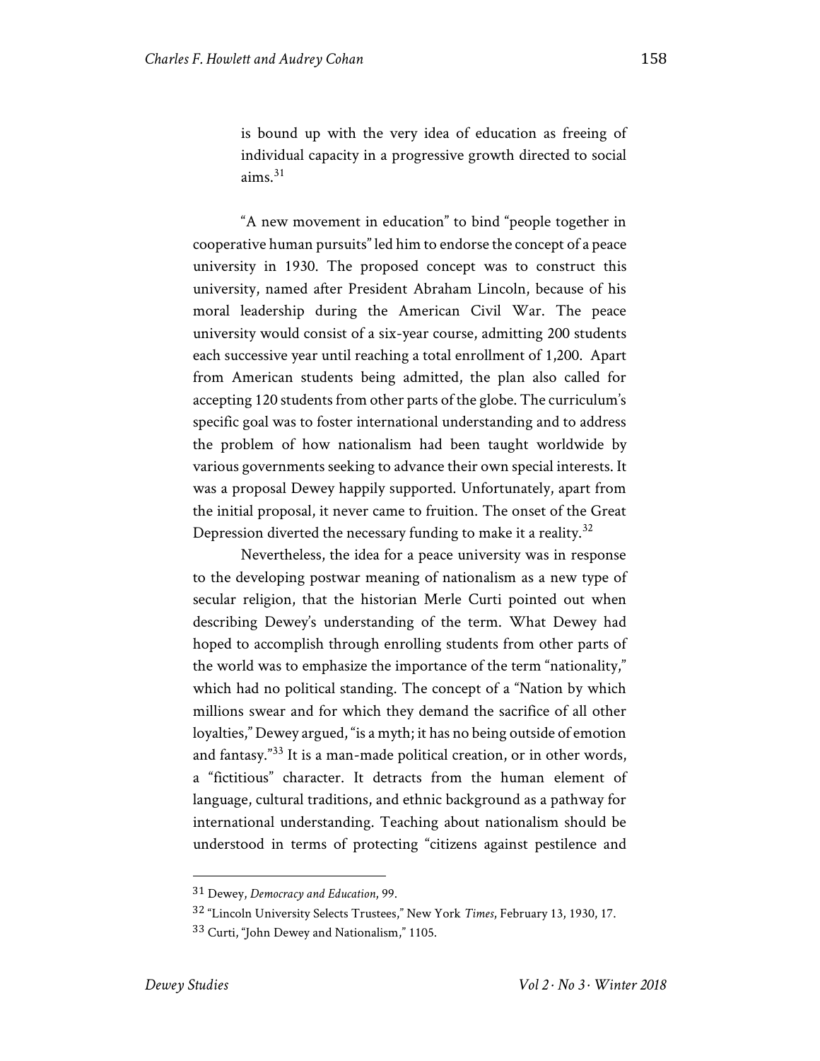> is bound up with the very idea of education as freeing of individual capacity in a progressive growth directed to social aims.[31]

"A new movement in education" to bind "people together in cooperative human pursuits" led him to endorse the concept of a peace university in 1930. The proposed concept was to construct this university, named after President Abraham Lincoln, because of his moral leadership during the American Civil War. The peace university would consist of a six-year course, admitting 200 students each successive year until reaching a total enrollment of 1,200. Apart from American students being admitted, the plan also called for accepting 120 students from other parts of the globe. The curriculum's specific goal was to foster international understanding and to address the problem of how nationalism had been taught worldwide by various governments seeking to advance their own special interests. It was a proposal Dewey happily supported. Unfortunately, apart from the initial proposal, it never came to fruition. The onset of the Great Depression diverted the necessary funding to make it a reality.[32]

Nevertheless, the idea for a peace university was in response to the developing postwar meaning of nationalism as a new type of secular religion, that the historian Merle Curti pointed out when describing Dewey's understanding of the term. What Dewey had hoped to accomplish through enrolling students from other parts of the world was to emphasize the importance of the term "nationality," which had no political standing. The concept of a "Nation by which millions swear and for which they demand the sacrifice of all other loyalties," Dewey argued, "is a myth; it has no being outside of emotion and fantasy."[33] It is a man-made political creation, or in other words, a "fictitious" character. It detracts from the human element of language, cultural traditions, and ethnic background as a pathway for international understanding. Teaching about nationalism should be understood in terms of protecting "citizens against pestilence and

---

[31] Dewey, *Democracy and Education*, 99.

[32] "Lincoln University Selects Trustees," New York *Times*, February 13, 1930, 17.

[33] Curti, "John Dewey and Nationalism," 1105.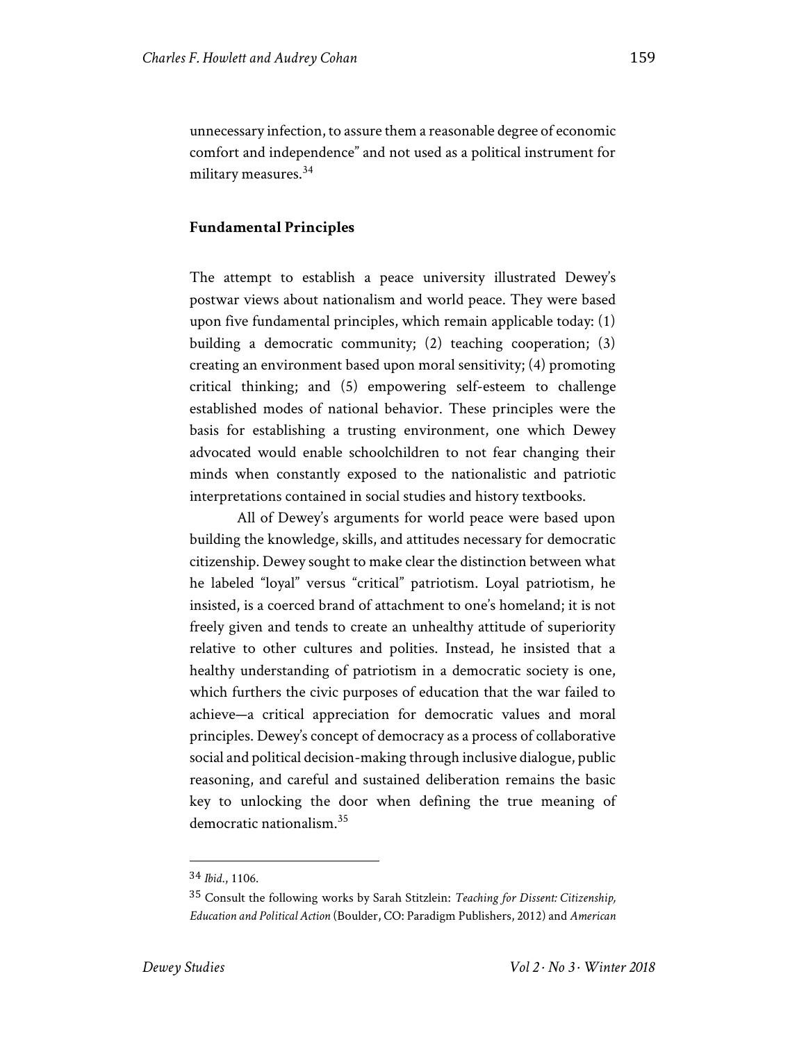unnecessary infection, to assure them a reasonable degree of economic comfort and independence" and not used as a political instrument for military measures.[34]

### Fundamental Principles

The attempt to establish a peace university illustrated Dewey's postwar views about nationalism and world peace. They were based upon five fundamental principles, which remain applicable today: (1) building a democratic community; (2) teaching cooperation; (3) creating an environment based upon moral sensitivity; (4) promoting critical thinking; and (5) empowering self-esteem to challenge established modes of national behavior. These principles were the basis for establishing a trusting environment, one which Dewey advocated would enable schoolchildren to not fear changing their minds when constantly exposed to the nationalistic and patriotic interpretations contained in social studies and history textbooks.

All of Dewey's arguments for world peace were based upon building the knowledge, skills, and attitudes necessary for democratic citizenship. Dewey sought to make clear the distinction between what he labeled "loyal" versus "critical" patriotism. Loyal patriotism, he insisted, is a coerced brand of attachment to one's homeland; it is not freely given and tends to create an unhealthy attitude of superiority relative to other cultures and polities. Instead, he insisted that a healthy understanding of patriotism in a democratic society is one, which furthers the civic purposes of education that the war failed to achieve—a critical appreciation for democratic values and moral principles. Dewey's concept of democracy as a process of collaborative social and political decision-making through inclusive dialogue, public reasoning, and careful and sustained deliberation remains the basic key to unlocking the door when defining the true meaning of democratic nationalism.[35]

---

[34] *Ibid.*, 1106.

[35] Consult the following works by Sarah Stitzlein: *Teaching for Dissent: Citizenship, Education and Political Action* (Boulder, CO: Paradigm Publishers, 2012) and *American*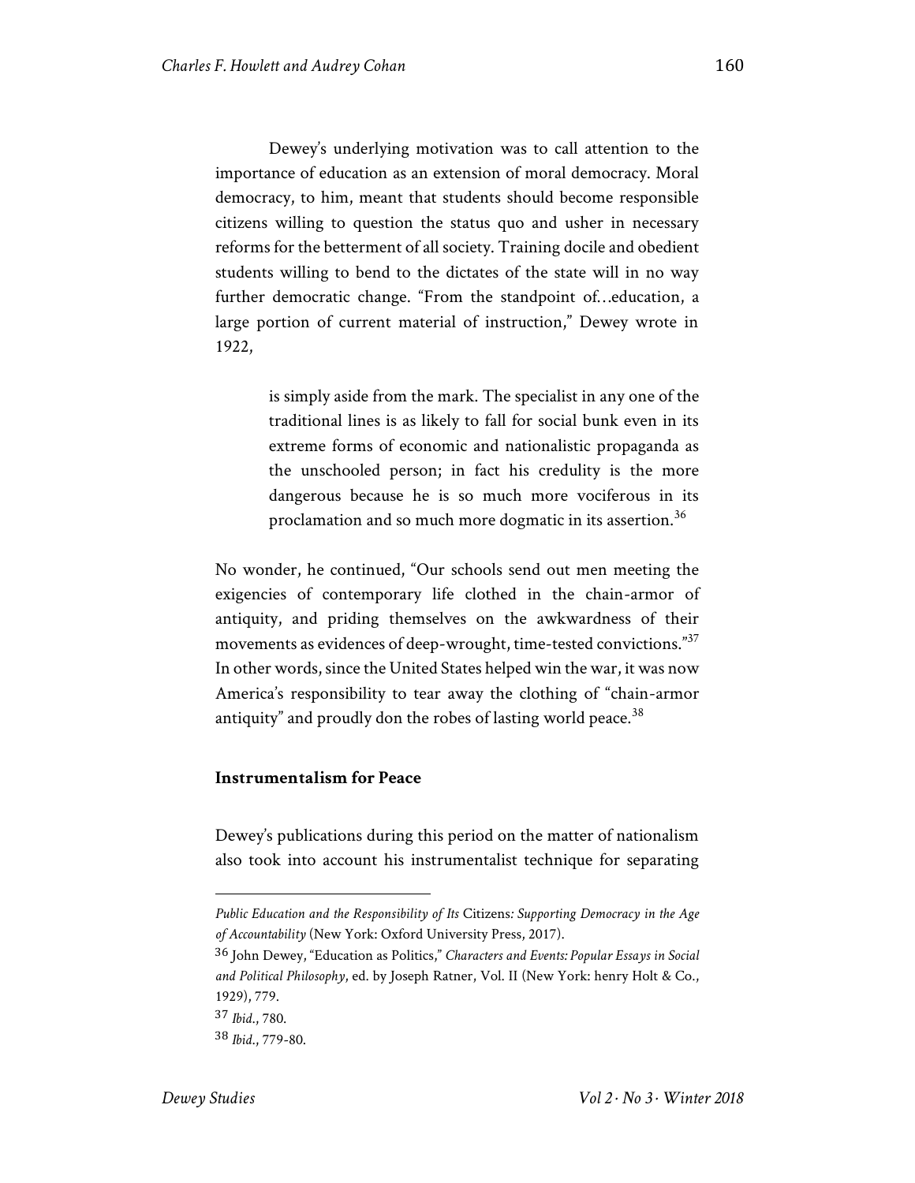Dewey's underlying motivation was to call attention to the importance of education as an extension of moral democracy. Moral democracy, to him, meant that students should become responsible citizens willing to question the status quo and usher in necessary reforms for the betterment of all society. Training docile and obedient students willing to bend to the dictates of the state will in no way further democratic change. "From the standpoint of…education, a large portion of current material of instruction," Dewey wrote in 1922,

> is simply aside from the mark. The specialist in any one of the traditional lines is as likely to fall for social bunk even in its extreme forms of economic and nationalistic propaganda as the unschooled person; in fact his credulity is the more dangerous because he is so much more vociferous in its proclamation and so much more dogmatic in its assertion.[36]

No wonder, he continued, "Our schools send out men meeting the exigencies of contemporary life clothed in the chain-armor of antiquity, and priding themselves on the awkwardness of their movements as evidences of deep-wrought, time-tested convictions."[37] In other words, since the United States helped win the war, it was now America's responsibility to tear away the clothing of "chain-armor antiquity" and proudly don the robes of lasting world peace.[38]

**Instrumentalism for Peace**

Dewey's publications during this period on the matter of nationalism also took into account his instrumentalist technique for separating

---

*Public Education and the Responsibility of Its* Citizens*: Supporting Democracy in the Age of Accountability* (New York: Oxford University Press, 2017).

36 John Dewey, "Education as Politics," *Characters and Events: Popular Essays in Social and Political Philosophy*, ed. by Joseph Ratner, Vol. II (New York: henry Holt & Co., 1929), 779.

37 *Ibid.*, 780.

38 *Ibid.*, 779-80.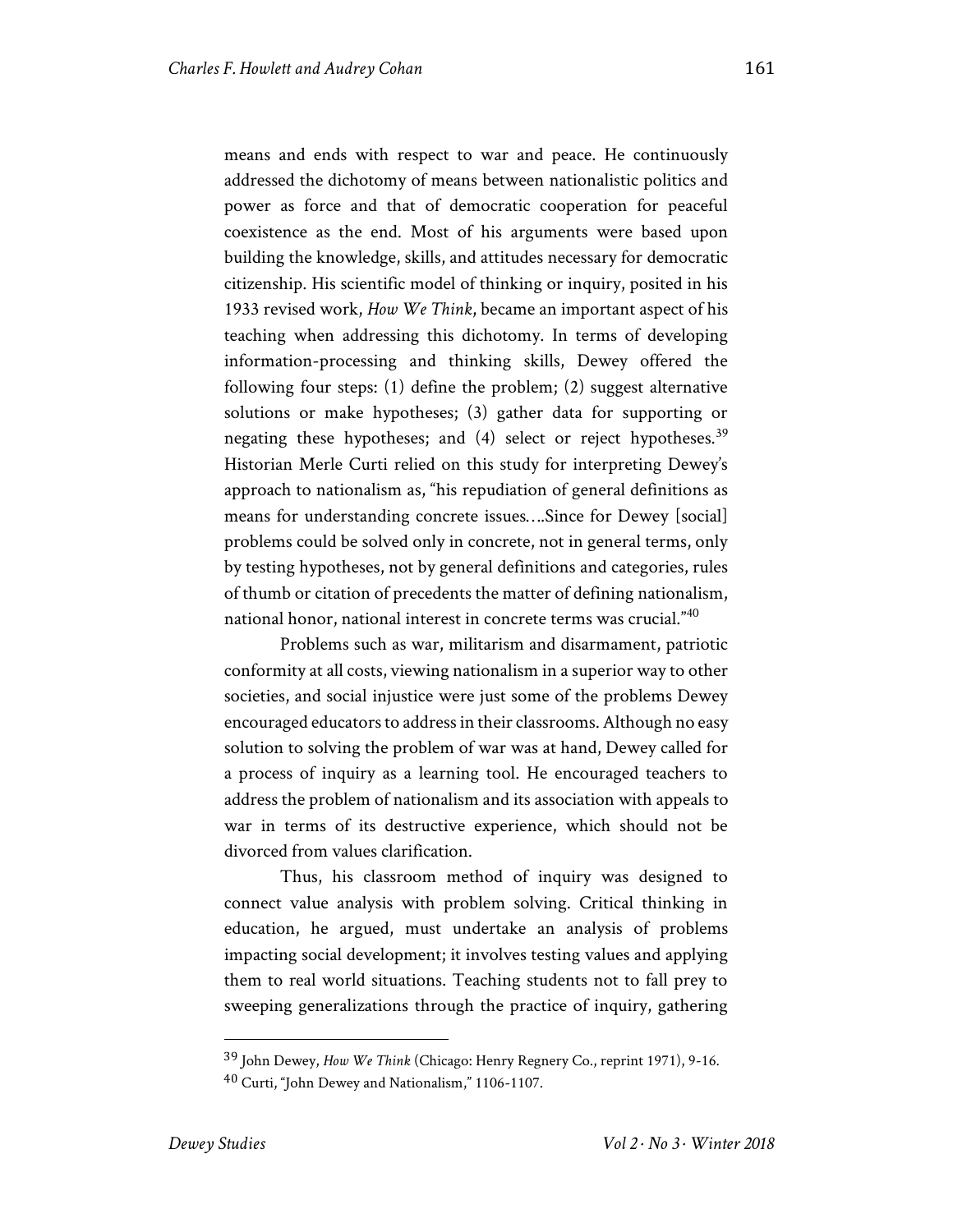means and ends with respect to war and peace. He continuously addressed the dichotomy of means between nationalistic politics and power as force and that of democratic cooperation for peaceful coexistence as the end. Most of his arguments were based upon building the knowledge, skills, and attitudes necessary for democratic citizenship. His scientific model of thinking or inquiry, posited in his 1933 revised work, *How We Think*, became an important aspect of his teaching when addressing this dichotomy. In terms of developing information-processing and thinking skills, Dewey offered the following four steps: (1) define the problem; (2) suggest alternative solutions or make hypotheses; (3) gather data for supporting or negating these hypotheses; and (4) select or reject hypotheses.[39] Historian Merle Curti relied on this study for interpreting Dewey's approach to nationalism as, "his repudiation of general definitions as means for understanding concrete issues….Since for Dewey [social] problems could be solved only in concrete, not in general terms, only by testing hypotheses, not by general definitions and categories, rules of thumb or citation of precedents the matter of defining nationalism, national honor, national interest in concrete terms was crucial."[40]

Problems such as war, militarism and disarmament, patriotic conformity at all costs, viewing nationalism in a superior way to other societies, and social injustice were just some of the problems Dewey encouraged educators to address in their classrooms. Although no easy solution to solving the problem of war was at hand, Dewey called for a process of inquiry as a learning tool. He encouraged teachers to address the problem of nationalism and its association with appeals to war in terms of its destructive experience, which should not be divorced from values clarification.

Thus, his classroom method of inquiry was designed to connect value analysis with problem solving. Critical thinking in education, he argued, must undertake an analysis of problems impacting social development; it involves testing values and applying them to real world situations. Teaching students not to fall prey to sweeping generalizations through the practice of inquiry, gathering

---

[39] John Dewey, *How We Think* (Chicago: Henry Regnery Co., reprint 1971), 9-16.

[40] Curti, "John Dewey and Nationalism," 1106-1107.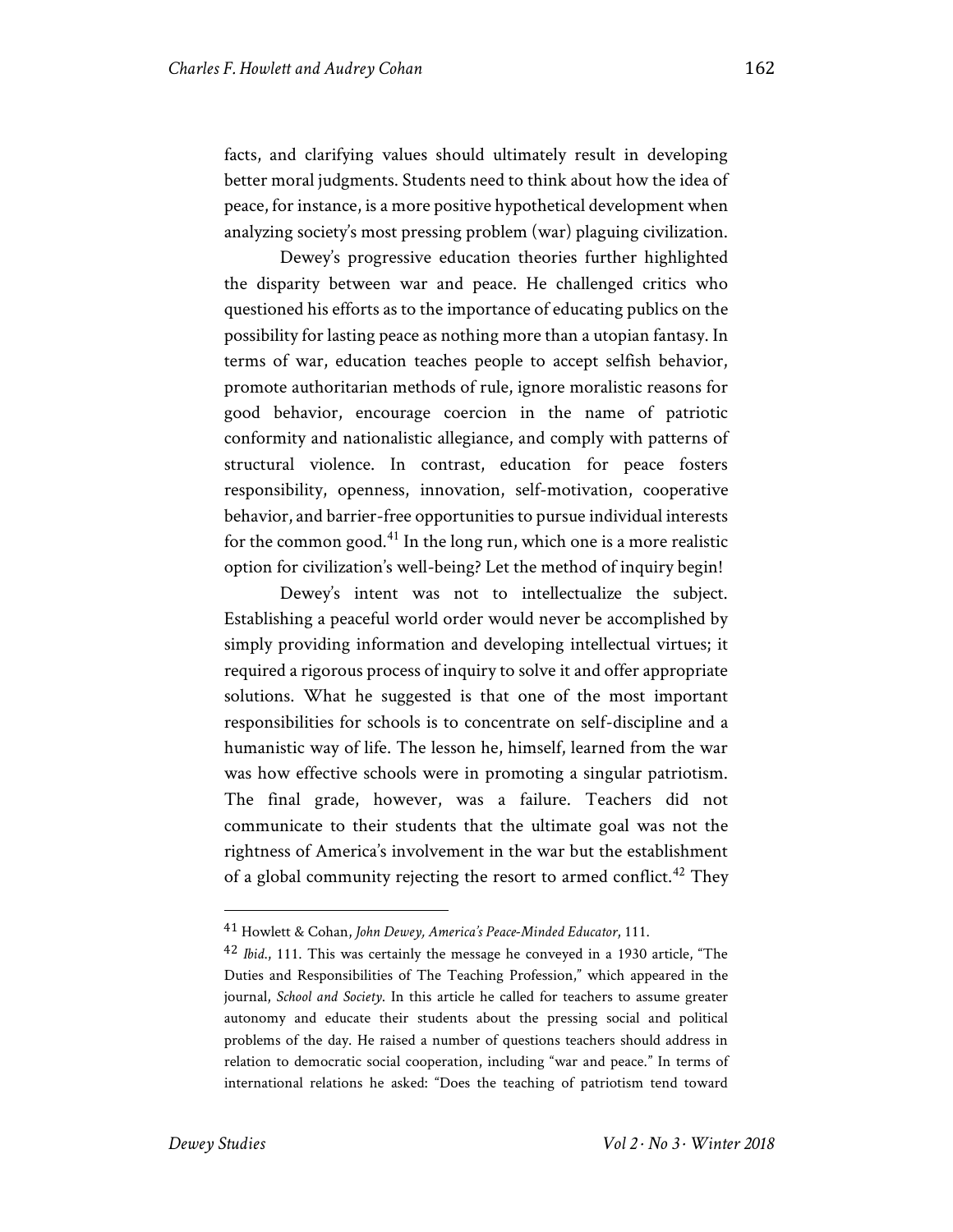facts, and clarifying values should ultimately result in developing better moral judgments. Students need to think about how the idea of peace, for instance, is a more positive hypothetical development when analyzing society's most pressing problem (war) plaguing civilization.

Dewey's progressive education theories further highlighted the disparity between war and peace. He challenged critics who questioned his efforts as to the importance of educating publics on the possibility for lasting peace as nothing more than a utopian fantasy. In terms of war, education teaches people to accept selfish behavior, promote authoritarian methods of rule, ignore moralistic reasons for good behavior, encourage coercion in the name of patriotic conformity and nationalistic allegiance, and comply with patterns of structural violence. In contrast, education for peace fosters responsibility, openness, innovation, self-motivation, cooperative behavior, and barrier-free opportunities to pursue individual interests for the common good.[41] In the long run, which one is a more realistic option for civilization's well-being? Let the method of inquiry begin!

Dewey's intent was not to intellectualize the subject. Establishing a peaceful world order would never be accomplished by simply providing information and developing intellectual virtues; it required a rigorous process of inquiry to solve it and offer appropriate solutions. What he suggested is that one of the most important responsibilities for schools is to concentrate on self-discipline and a humanistic way of life. The lesson he, himself, learned from the war was how effective schools were in promoting a singular patriotism. The final grade, however, was a failure. Teachers did not communicate to their students that the ultimate goal was not the rightness of America's involvement in the war but the establishment of a global community rejecting the resort to armed conflict.[42] They

---

[41] Howlett & Cohan, *John Dewey, America's Peace-Minded Educator*, 111.

[42] *Ibid.*, 111. This was certainly the message he conveyed in a 1930 article, "The Duties and Responsibilities of The Teaching Profession," which appeared in the journal, *School and Society*. In this article he called for teachers to assume greater autonomy and educate their students about the pressing social and political problems of the day. He raised a number of questions teachers should address in relation to democratic social cooperation, including "war and peace." In terms of international relations he asked: "Does the teaching of patriotism tend toward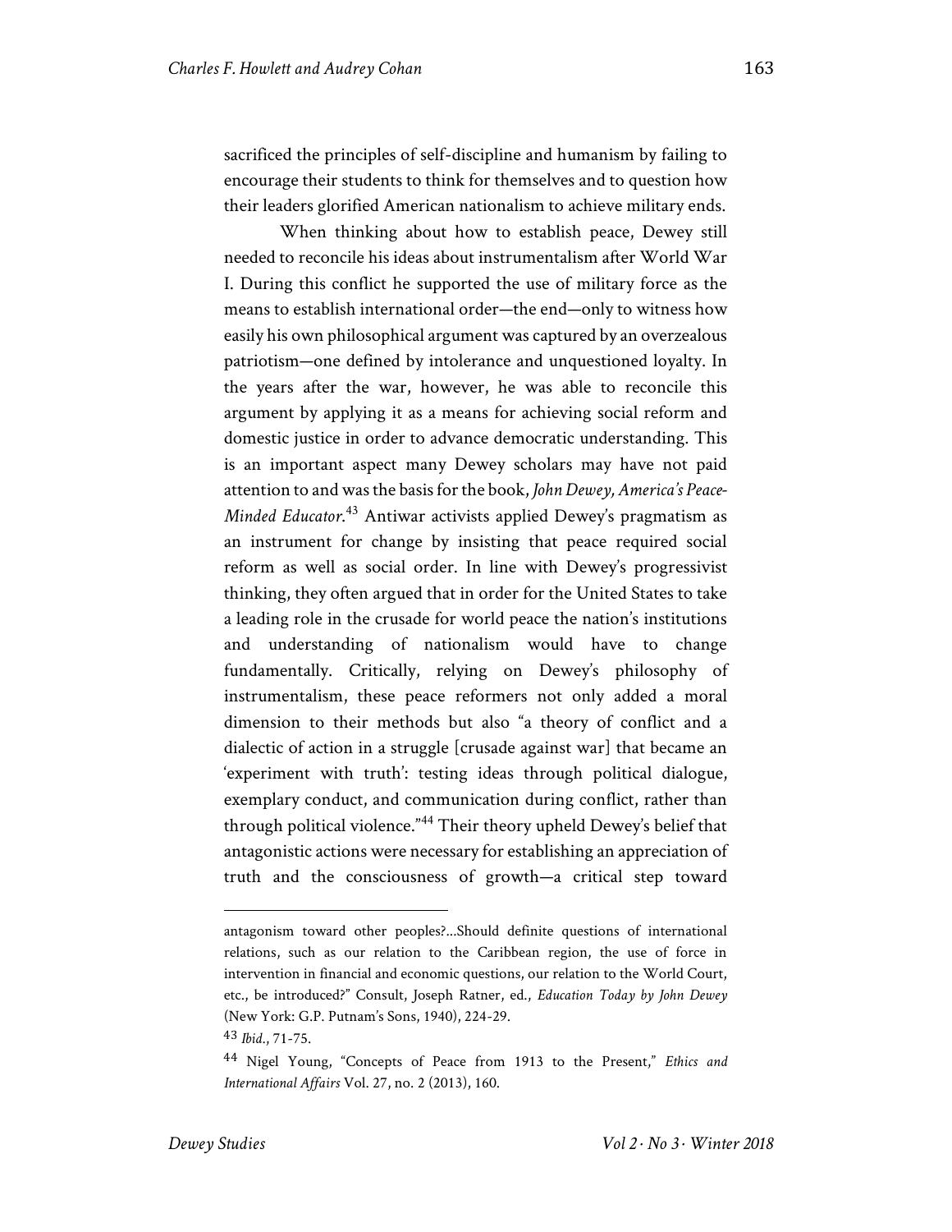sacrificed the principles of self-discipline and humanism by failing to encourage their students to think for themselves and to question how their leaders glorified American nationalism to achieve military ends.

When thinking about how to establish peace, Dewey still needed to reconcile his ideas about instrumentalism after World War I. During this conflict he supported the use of military force as the means to establish international order—the end—only to witness how easily his own philosophical argument was captured by an overzealous patriotism—one defined by intolerance and unquestioned loyalty. In the years after the war, however, he was able to reconcile this argument by applying it as a means for achieving social reform and domestic justice in order to advance democratic understanding. This is an important aspect many Dewey scholars may have not paid attention to and was the basis for the book, *John Dewey, America's Peace-Minded Educator*.[43] Antiwar activists applied Dewey's pragmatism as an instrument for change by insisting that peace required social reform as well as social order. In line with Dewey's progressivist thinking, they often argued that in order for the United States to take a leading role in the crusade for world peace the nation's institutions and understanding of nationalism would have to change fundamentally. Critically, relying on Dewey's philosophy of instrumentalism, these peace reformers not only added a moral dimension to their methods but also "a theory of conflict and a dialectic of action in a struggle [crusade against war] that became an 'experiment with truth': testing ideas through political dialogue, exemplary conduct, and communication during conflict, rather than through political violence."[44] Their theory upheld Dewey's belief that antagonistic actions were necessary for establishing an appreciation of truth and the consciousness of growth—a critical step toward

---

antagonism toward other peoples?...Should definite questions of international relations, such as our relation to the Caribbean region, the use of force in intervention in financial and economic questions, our relation to the World Court, etc., be introduced?" Consult, Joseph Ratner, ed., *Education Today by John Dewey* (New York: G.P. Putnam's Sons, 1940), 224-29.

[43] *Ibid.*, 71-75.

[44] Nigel Young, "Concepts of Peace from 1913 to the Present," *Ethics and International Affairs* Vol. 27, no. 2 (2013), 160.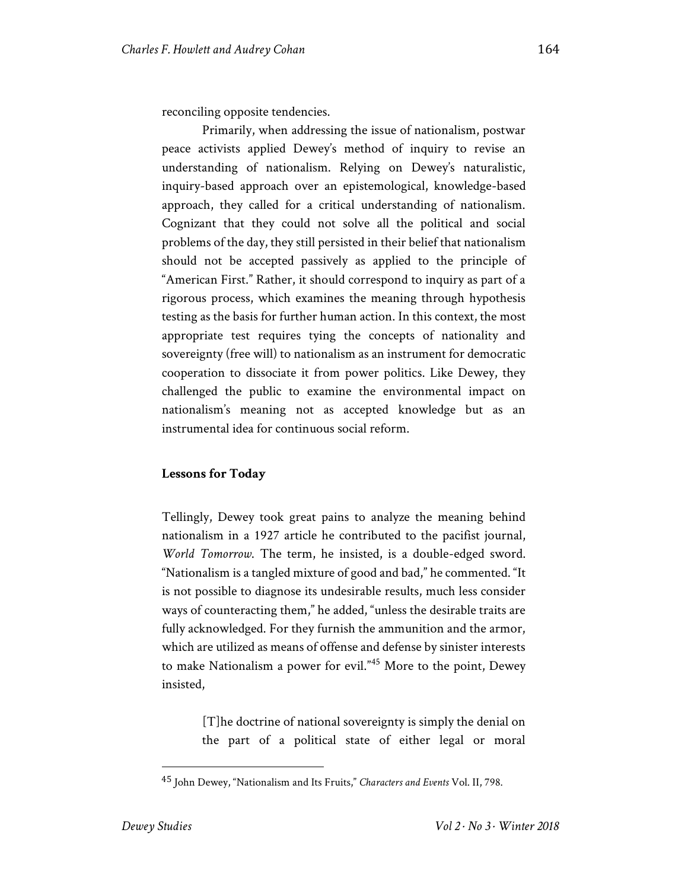reconciling opposite tendencies.

Primarily, when addressing the issue of nationalism, postwar peace activists applied Dewey's method of inquiry to revise an understanding of nationalism. Relying on Dewey's naturalistic, inquiry-based approach over an epistemological, knowledge-based approach, they called for a critical understanding of nationalism. Cognizant that they could not solve all the political and social problems of the day, they still persisted in their belief that nationalism should not be accepted passively as applied to the principle of "American First." Rather, it should correspond to inquiry as part of a rigorous process, which examines the meaning through hypothesis testing as the basis for further human action. In this context, the most appropriate test requires tying the concepts of nationality and sovereignty (free will) to nationalism as an instrument for democratic cooperation to dissociate it from power politics. Like Dewey, they challenged the public to examine the environmental impact on nationalism's meaning not as accepted knowledge but as an instrumental idea for continuous social reform.

**Lessons for Today**

Tellingly, Dewey took great pains to analyze the meaning behind nationalism in a 1927 article he contributed to the pacifist journal, *World Tomorrow*. The term, he insisted, is a double-edged sword. "Nationalism is a tangled mixture of good and bad," he commented. "It is not possible to diagnose its undesirable results, much less consider ways of counteracting them," he added, "unless the desirable traits are fully acknowledged. For they furnish the ammunition and the armor, which are utilized as means of offense and defense by sinister interests to make Nationalism a power for evil."[45] More to the point, Dewey insisted,

> [T]he doctrine of national sovereignty is simply the denial on the part of a political state of either legal or moral

[45] John Dewey, "Nationalism and Its Fruits," *Characters and Events* Vol. II, 798.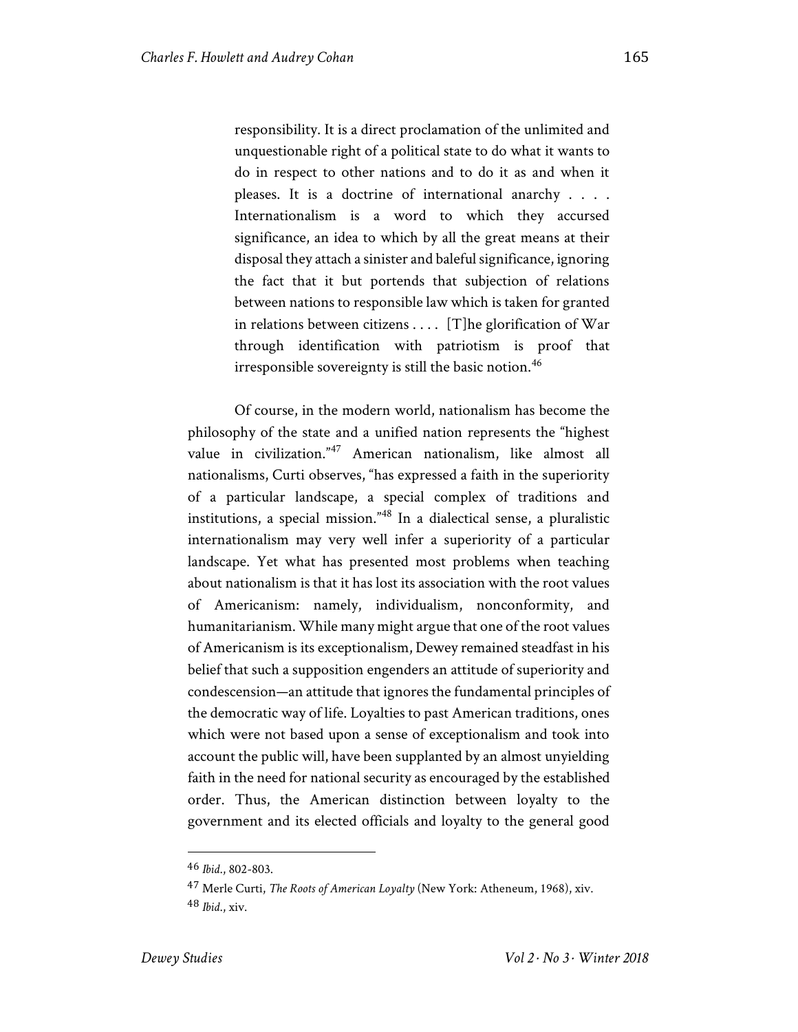> responsibility. It is a direct proclamation of the unlimited and unquestionable right of a political state to do what it wants to do in respect to other nations and to do it as and when it pleases. It is a doctrine of international anarchy . . . . Internationalism is a word to which they accursed significance, an idea to which by all the great means at their disposal they attach a sinister and baleful significance, ignoring the fact that it but portends that subjection of relations between nations to responsible law which is taken for granted in relations between citizens . . . . [T]he glorification of War through identification with patriotism is proof that irresponsible sovereignty is still the basic notion.[46]

Of course, in the modern world, nationalism has become the philosophy of the state and a unified nation represents the "highest value in civilization."[47] American nationalism, like almost all nationalisms, Curti observes, "has expressed a faith in the superiority of a particular landscape, a special complex of traditions and institutions, a special mission."[48] In a dialectical sense, a pluralistic internationalism may very well infer a superiority of a particular landscape. Yet what has presented most problems when teaching about nationalism is that it has lost its association with the root values of Americanism: namely, individualism, nonconformity, and humanitarianism. While many might argue that one of the root values of Americanism is its exceptionalism, Dewey remained steadfast in his belief that such a supposition engenders an attitude of superiority and condescension—an attitude that ignores the fundamental principles of the democratic way of life. Loyalties to past American traditions, ones which were not based upon a sense of exceptionalism and took into account the public will, have been supplanted by an almost unyielding faith in the need for national security as encouraged by the established order. Thus, the American distinction between loyalty to the government and its elected officials and loyalty to the general good

---

46 *Ibid.*, 802-803.

47 Merle Curti, *The Roots of American Loyalty* (New York: Atheneum, 1968), xiv.

48 *Ibid.*, xiv.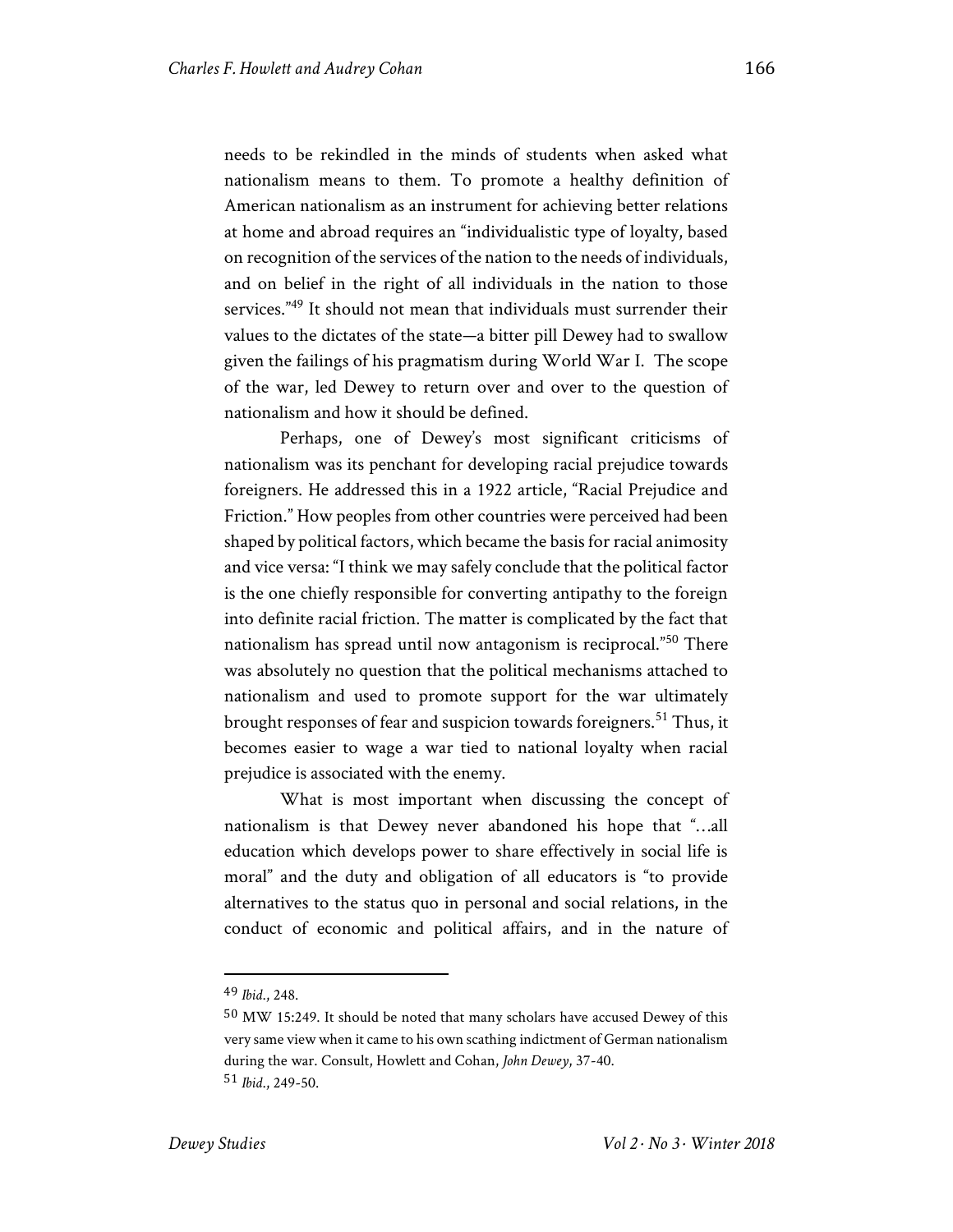needs to be rekindled in the minds of students when asked what nationalism means to them. To promote a healthy definition of American nationalism as an instrument for achieving better relations at home and abroad requires an "individualistic type of loyalty, based on recognition of the services of the nation to the needs of individuals, and on belief in the right of all individuals in the nation to those services."[49] It should not mean that individuals must surrender their values to the dictates of the state—a bitter pill Dewey had to swallow given the failings of his pragmatism during World War I. The scope of the war, led Dewey to return over and over to the question of nationalism and how it should be defined.

Perhaps, one of Dewey's most significant criticisms of nationalism was its penchant for developing racial prejudice towards foreigners. He addressed this in a 1922 article, "Racial Prejudice and Friction." How peoples from other countries were perceived had been shaped by political factors, which became the basis for racial animosity and vice versa: "I think we may safely conclude that the political factor is the one chiefly responsible for converting antipathy to the foreign into definite racial friction. The matter is complicated by the fact that nationalism has spread until now antagonism is reciprocal."[50] There was absolutely no question that the political mechanisms attached to nationalism and used to promote support for the war ultimately brought responses of fear and suspicion towards foreigners.[51] Thus, it becomes easier to wage a war tied to national loyalty when racial prejudice is associated with the enemy.

What is most important when discussing the concept of nationalism is that Dewey never abandoned his hope that "…all education which develops power to share effectively in social life is moral" and the duty and obligation of all educators is "to provide alternatives to the status quo in personal and social relations, in the conduct of economic and political affairs, and in the nature of

---

49 *Ibid.*, 248.

50 MW 15:249. It should be noted that many scholars have accused Dewey of this very same view when it came to his own scathing indictment of German nationalism during the war. Consult, Howlett and Cohan, *John Dewey*, 37-40.

51 *Ibid.*, 249-50.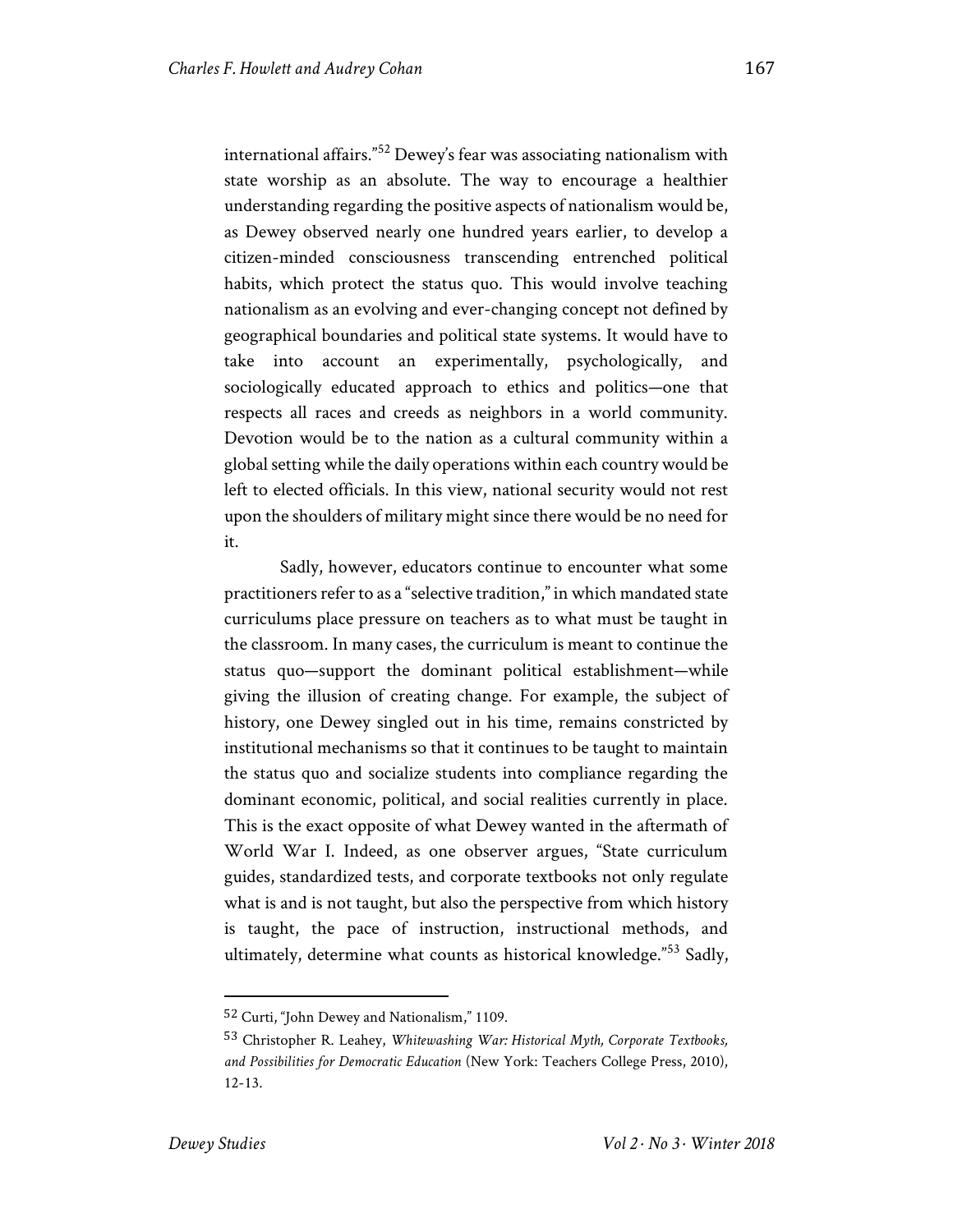international affairs."[52] Dewey's fear was associating nationalism with state worship as an absolute. The way to encourage a healthier understanding regarding the positive aspects of nationalism would be, as Dewey observed nearly one hundred years earlier, to develop a citizen-minded consciousness transcending entrenched political habits, which protect the status quo. This would involve teaching nationalism as an evolving and ever-changing concept not defined by geographical boundaries and political state systems. It would have to take into account an experimentally, psychologically, and sociologically educated approach to ethics and politics—one that respects all races and creeds as neighbors in a world community. Devotion would be to the nation as a cultural community within a global setting while the daily operations within each country would be left to elected officials. In this view, national security would not rest upon the shoulders of military might since there would be no need for it.

Sadly, however, educators continue to encounter what some practitioners refer to as a "selective tradition," in which mandated state curriculums place pressure on teachers as to what must be taught in the classroom. In many cases, the curriculum is meant to continue the status quo—support the dominant political establishment—while giving the illusion of creating change. For example, the subject of history, one Dewey singled out in his time, remains constricted by institutional mechanisms so that it continues to be taught to maintain the status quo and socialize students into compliance regarding the dominant economic, political, and social realities currently in place. This is the exact opposite of what Dewey wanted in the aftermath of World War I. Indeed, as one observer argues, "State curriculum guides, standardized tests, and corporate textbooks not only regulate what is and is not taught, but also the perspective from which history is taught, the pace of instruction, instructional methods, and ultimately, determine what counts as historical knowledge."[53] Sadly,

---

[52] Curti, "John Dewey and Nationalism," 1109.

[53] Christopher R. Leahey, *Whitewashing War: Historical Myth, Corporate Textbooks, and Possibilities for Democratic Education* (New York: Teachers College Press, 2010), 12-13.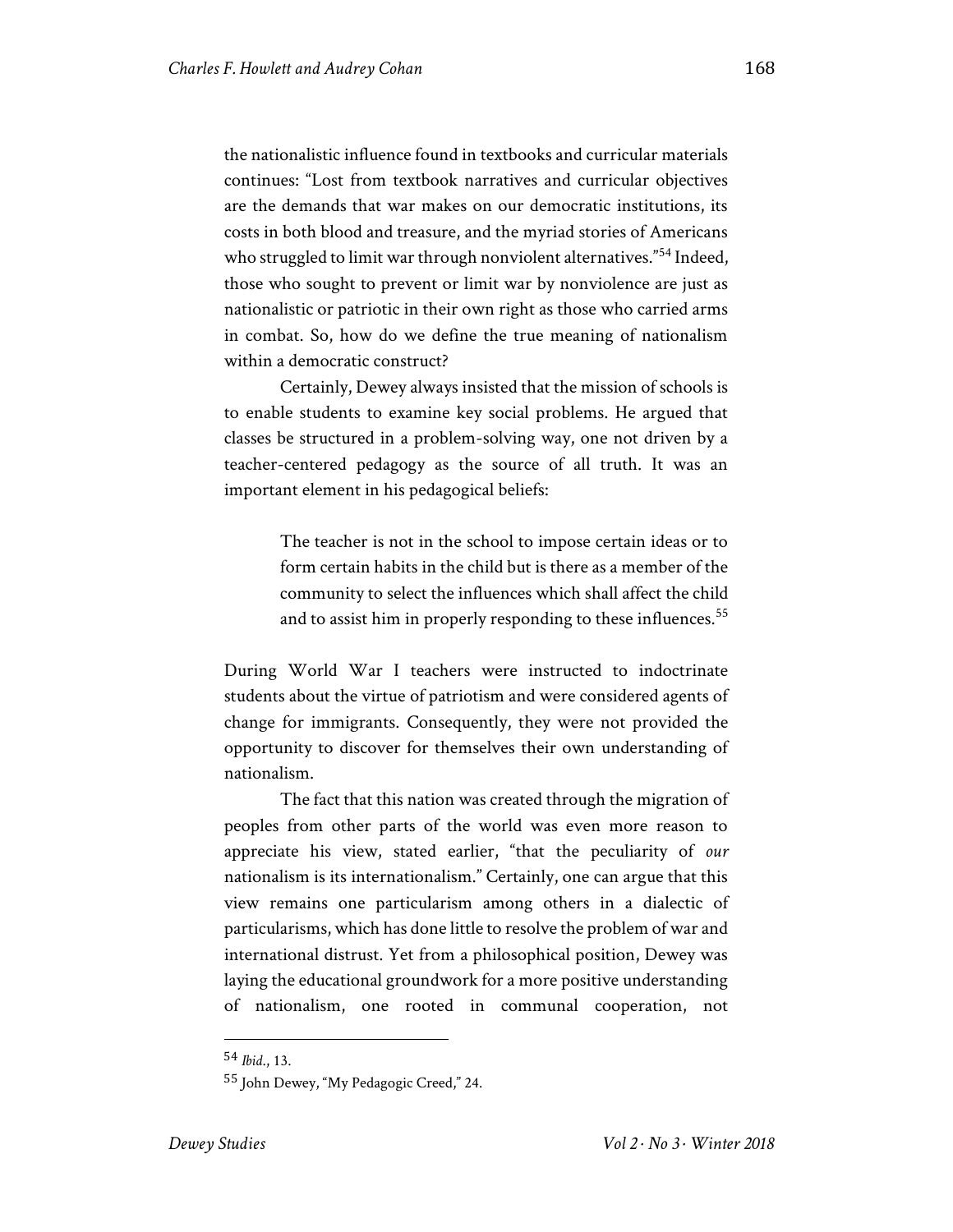the nationalistic influence found in textbooks and curricular materials continues: "Lost from textbook narratives and curricular objectives are the demands that war makes on our democratic institutions, its costs in both blood and treasure, and the myriad stories of Americans who struggled to limit war through nonviolent alternatives."[54] Indeed, those who sought to prevent or limit war by nonviolence are just as nationalistic or patriotic in their own right as those who carried arms in combat. So, how do we define the true meaning of nationalism within a democratic construct?

Certainly, Dewey always insisted that the mission of schools is to enable students to examine key social problems. He argued that classes be structured in a problem-solving way, one not driven by a teacher-centered pedagogy as the source of all truth. It was an important element in his pedagogical beliefs:

> The teacher is not in the school to impose certain ideas or to form certain habits in the child but is there as a member of the community to select the influences which shall affect the child and to assist him in properly responding to these influences.[55]

During World War I teachers were instructed to indoctrinate students about the virtue of patriotism and were considered agents of change for immigrants. Consequently, they were not provided the opportunity to discover for themselves their own understanding of nationalism.

The fact that this nation was created through the migration of peoples from other parts of the world was even more reason to appreciate his view, stated earlier, "that the peculiarity of *our* nationalism is its internationalism." Certainly, one can argue that this view remains one particularism among others in a dialectic of particularisms, which has done little to resolve the problem of war and international distrust. Yet from a philosophical position, Dewey was laying the educational groundwork for a more positive understanding of nationalism, one rooted in communal cooperation, not

---

[54] *Ibid.*, 13.

[55] John Dewey, "My Pedagogic Creed," 24.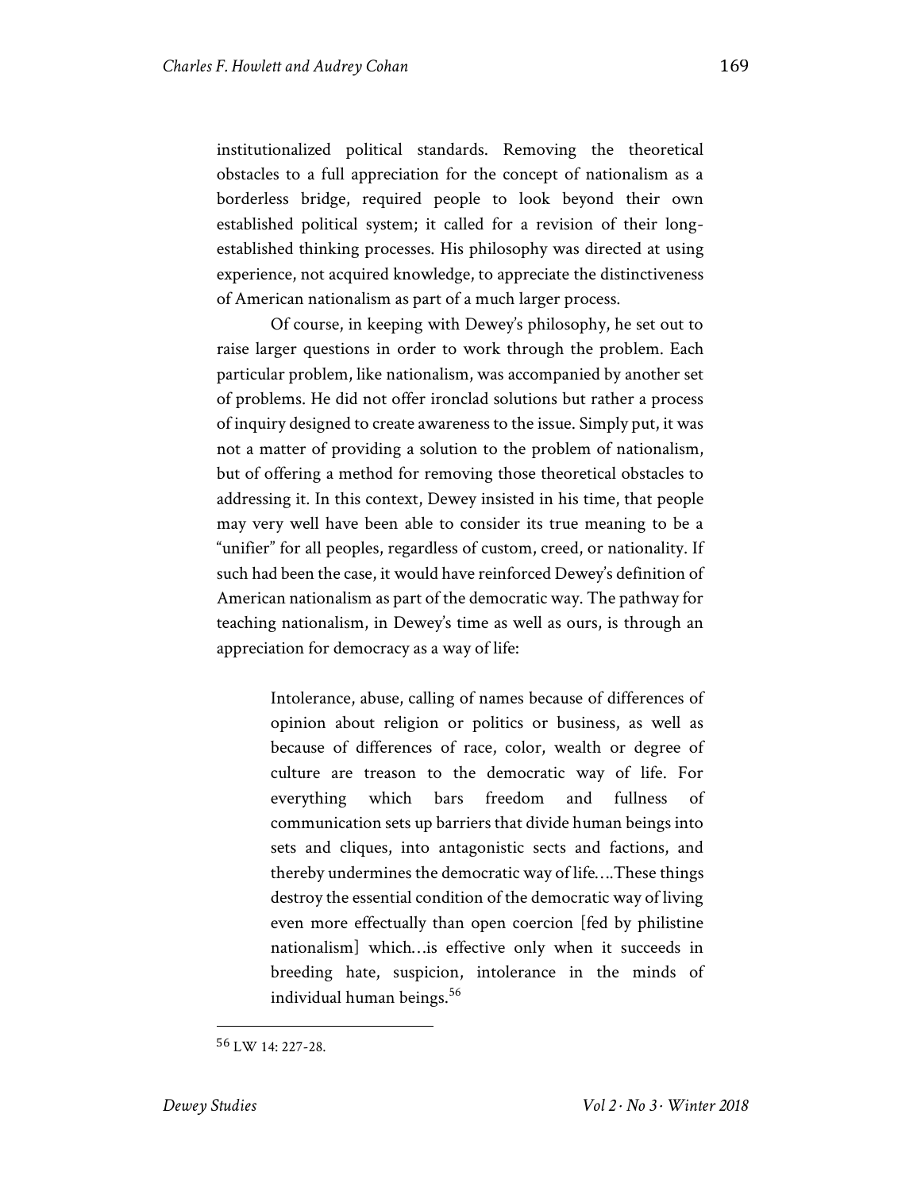institutionalized political standards. Removing the theoretical obstacles to a full appreciation for the concept of nationalism as a borderless bridge, required people to look beyond their own established political system; it called for a revision of their long-established thinking processes. His philosophy was directed at using experience, not acquired knowledge, to appreciate the distinctiveness of American nationalism as part of a much larger process.

Of course, in keeping with Dewey's philosophy, he set out to raise larger questions in order to work through the problem. Each particular problem, like nationalism, was accompanied by another set of problems. He did not offer ironclad solutions but rather a process of inquiry designed to create awareness to the issue. Simply put, it was not a matter of providing a solution to the problem of nationalism, but of offering a method for removing those theoretical obstacles to addressing it. In this context, Dewey insisted in his time, that people may very well have been able to consider its true meaning to be a "unifier" for all peoples, regardless of custom, creed, or nationality. If such had been the case, it would have reinforced Dewey's definition of American nationalism as part of the democratic way. The pathway for teaching nationalism, in Dewey's time as well as ours, is through an appreciation for democracy as a way of life:

> Intolerance, abuse, calling of names because of differences of opinion about religion or politics or business, as well as because of differences of race, color, wealth or degree of culture are treason to the democratic way of life. For everything which bars freedom and fullness of communication sets up barriers that divide human beings into sets and cliques, into antagonistic sects and factions, and thereby undermines the democratic way of life….These things destroy the essential condition of the democratic way of living even more effectually than open coercion [fed by philistine nationalism] which…is effective only when it succeeds in breeding hate, suspicion, intolerance in the minds of individual human beings.[56]

[56] LW 14: 227-28.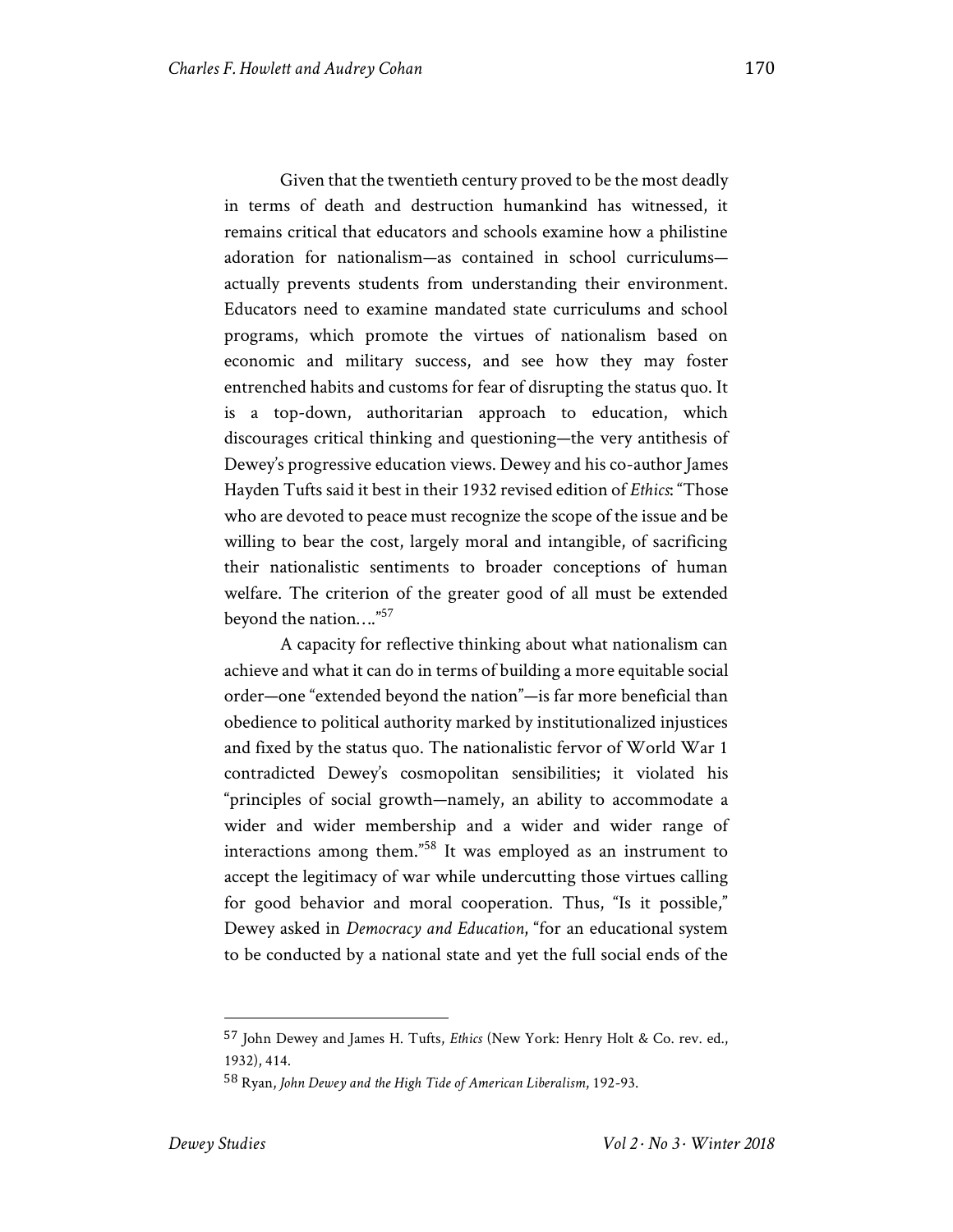Given that the twentieth century proved to be the most deadly in terms of death and destruction humankind has witnessed, it remains critical that educators and schools examine how a philistine adoration for nationalism—as contained in school curriculums—actually prevents students from understanding their environment. Educators need to examine mandated state curriculums and school programs, which promote the virtues of nationalism based on economic and military success, and see how they may foster entrenched habits and customs for fear of disrupting the status quo. It is a top-down, authoritarian approach to education, which discourages critical thinking and questioning—the very antithesis of Dewey's progressive education views. Dewey and his co-author James Hayden Tufts said it best in their 1932 revised edition of *Ethics*: "Those who are devoted to peace must recognize the scope of the issue and be willing to bear the cost, largely moral and intangible, of sacrificing their nationalistic sentiments to broader conceptions of human welfare. The criterion of the greater good of all must be extended beyond the nation…."[57]

A capacity for reflective thinking about what nationalism can achieve and what it can do in terms of building a more equitable social order—one "extended beyond the nation"—is far more beneficial than obedience to political authority marked by institutionalized injustices and fixed by the status quo. The nationalistic fervor of World War 1 contradicted Dewey's cosmopolitan sensibilities; it violated his "principles of social growth—namely, an ability to accommodate a wider and wider membership and a wider and wider range of interactions among them."[58] It was employed as an instrument to accept the legitimacy of war while undercutting those virtues calling for good behavior and moral cooperation. Thus, "Is it possible," Dewey asked in *Democracy and Education*, "for an educational system to be conducted by a national state and yet the full social ends of the

---

[57] John Dewey and James H. Tufts, *Ethics* (New York: Henry Holt & Co. rev. ed., 1932), 414.

[58] Ryan, *John Dewey and the High Tide of American Liberalism*, 192-93.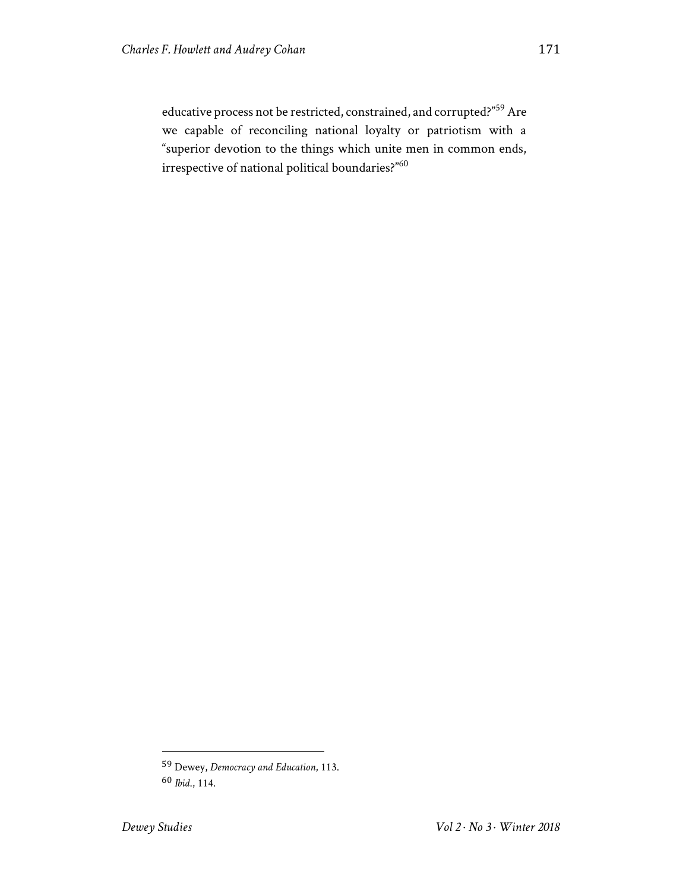educative process not be restricted, constrained, and corrupted?"[59] Are we capable of reconciling national loyalty or patriotism with a "superior devotion to the things which unite men in common ends, irrespective of national political boundaries?"[60]

---

[59] Dewey, *Democracy and Education*, 113.

[60] *Ibid.*, 114.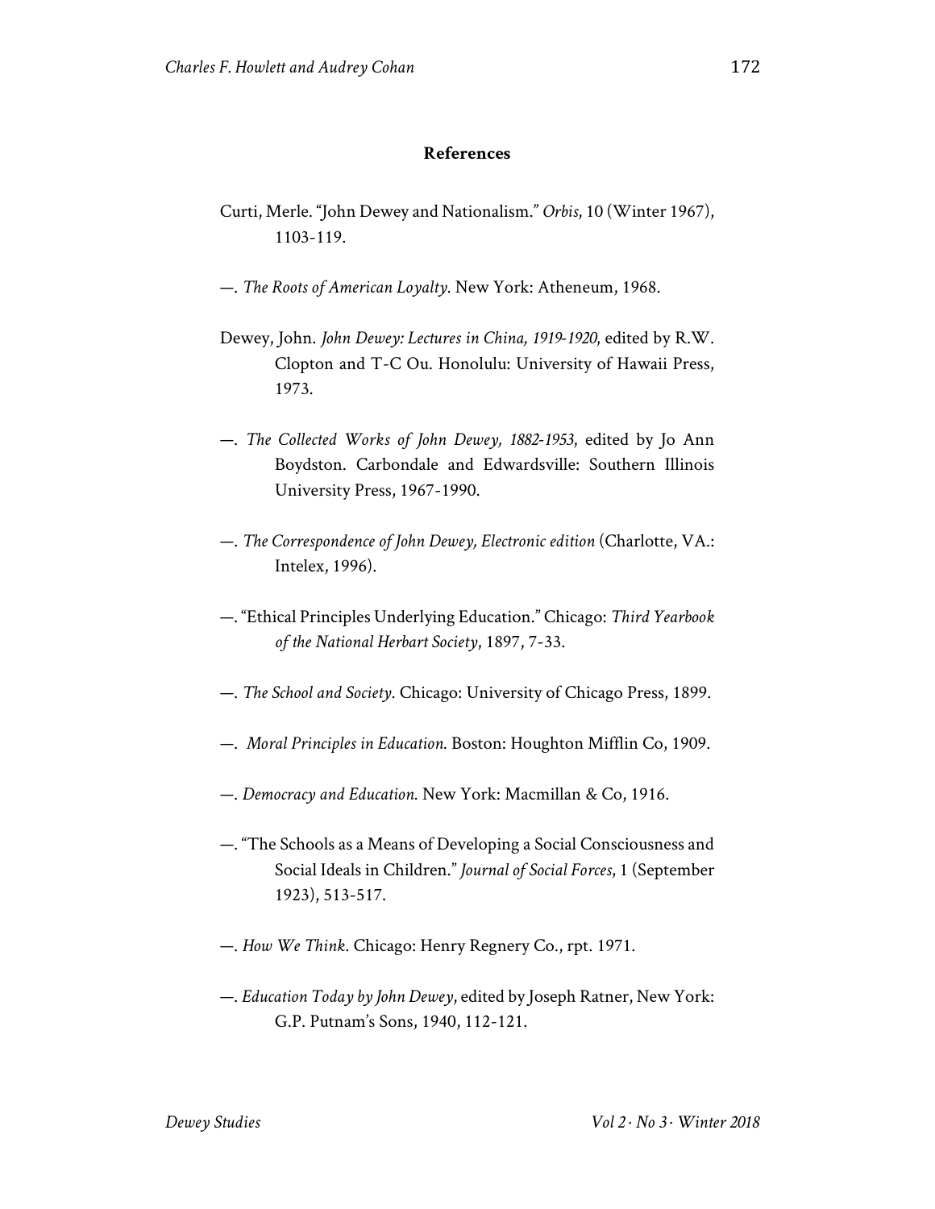**References**

Curti, Merle. "John Dewey and Nationalism." *Orbis*, 10 (Winter 1967), 1103-119.

—. *The Roots of American Loyalty*. New York: Atheneum, 1968.

Dewey, John. *John Dewey: Lectures in China, 1919-1920*, edited by R.W. Clopton and T-C Ou. Honolulu: University of Hawaii Press, 1973.

—. *The Collected Works of John Dewey, 1882-1953*, edited by Jo Ann Boydston. Carbondale and Edwardsville: Southern Illinois University Press, 1967-1990.

—. *The Correspondence of John Dewey, Electronic edition* (Charlotte, VA.: Intelex, 1996).

—. "Ethical Principles Underlying Education." Chicago: *Third Yearbook of the National Herbart Society*, 1897, 7-33.

—. *The School and Society*. Chicago: University of Chicago Press, 1899.

—. *Moral Principles in Education*. Boston: Houghton Mifflin Co, 1909.

—. *Democracy and Education*. New York: Macmillan & Co, 1916.

—. "The Schools as a Means of Developing a Social Consciousness and Social Ideals in Children." *Journal of Social Forces*, 1 (September 1923), 513-517.

—. *How We Think*. Chicago: Henry Regnery Co., rpt. 1971.

—. *Education Today by John Dewey*, edited by Joseph Ratner, New York: G.P. Putnam's Sons, 1940, 112-121.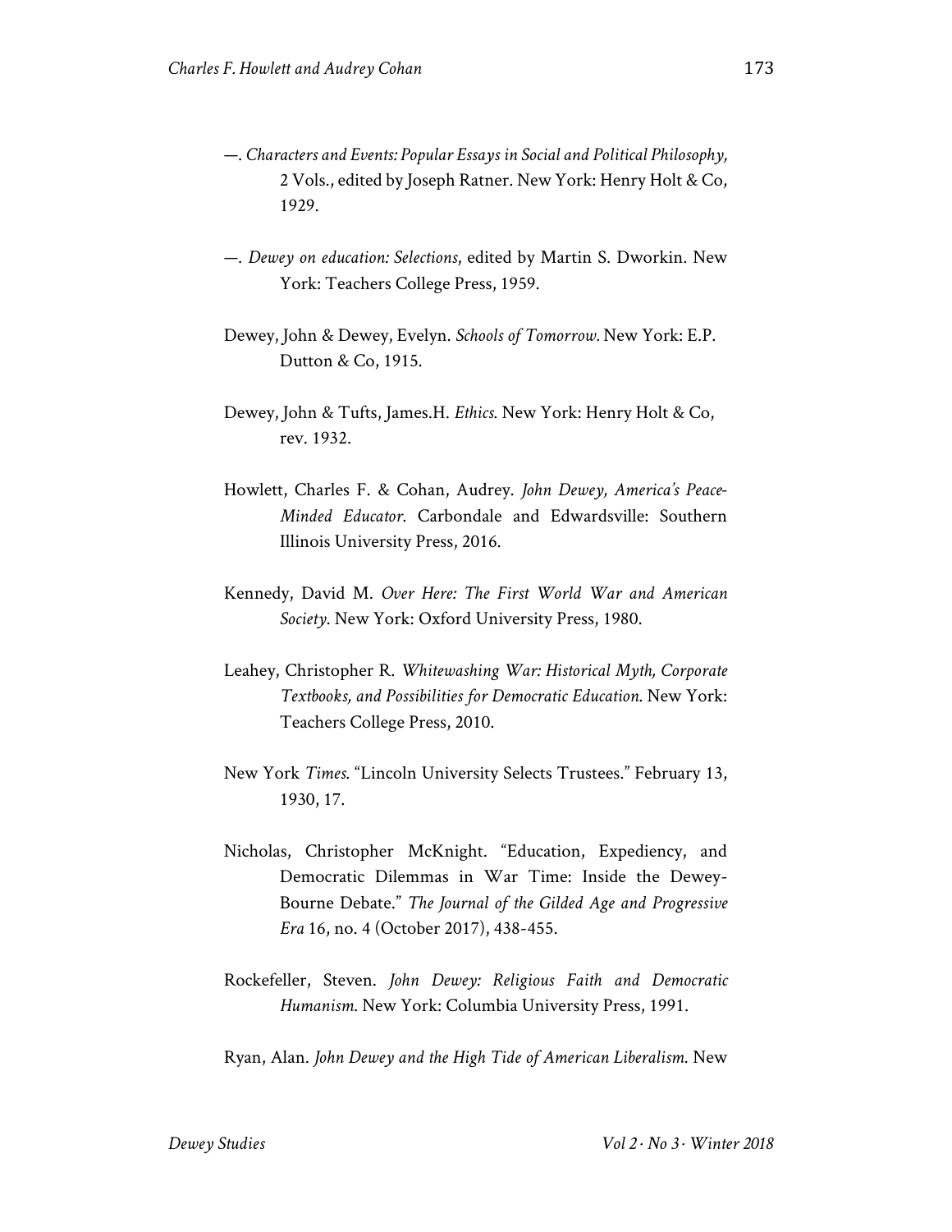—. *Characters and Events: Popular Essays in Social and Political Philosophy,* 2 Vols., edited by Joseph Ratner. New York: Henry Holt & Co, 1929.

—. *Dewey on education: Selections*, edited by Martin S. Dworkin. New York: Teachers College Press, 1959.

Dewey, John & Dewey, Evelyn. *Schools of Tomorrow.* New York: E.P. Dutton & Co, 1915.

Dewey, John & Tufts, James.H. *Ethics.* New York: Henry Holt & Co, rev. 1932.

Howlett, Charles F. & Cohan, Audrey. *John Dewey, America's Peace-Minded Educator*. Carbondale and Edwardsville: Southern Illinois University Press, 2016.

Kennedy, David M. *Over Here: The First World War and American Society*. New York: Oxford University Press, 1980.

Leahey, Christopher R. *Whitewashing War: Historical Myth, Corporate Textbooks, and Possibilities for Democratic Education.* New York: Teachers College Press, 2010.

New York *Times.* "Lincoln University Selects Trustees." February 13, 1930, 17.

Nicholas, Christopher McKnight. "Education, Expediency, and Democratic Dilemmas in War Time: Inside the Dewey-Bourne Debate." *The Journal of the Gilded Age and Progressive Era* 16, no. 4 (October 2017), 438-455.

Rockefeller, Steven. *John Dewey: Religious Faith and Democratic Humanism.* New York: Columbia University Press, 1991.

Ryan, Alan. *John Dewey and the High Tide of American Liberalism.* New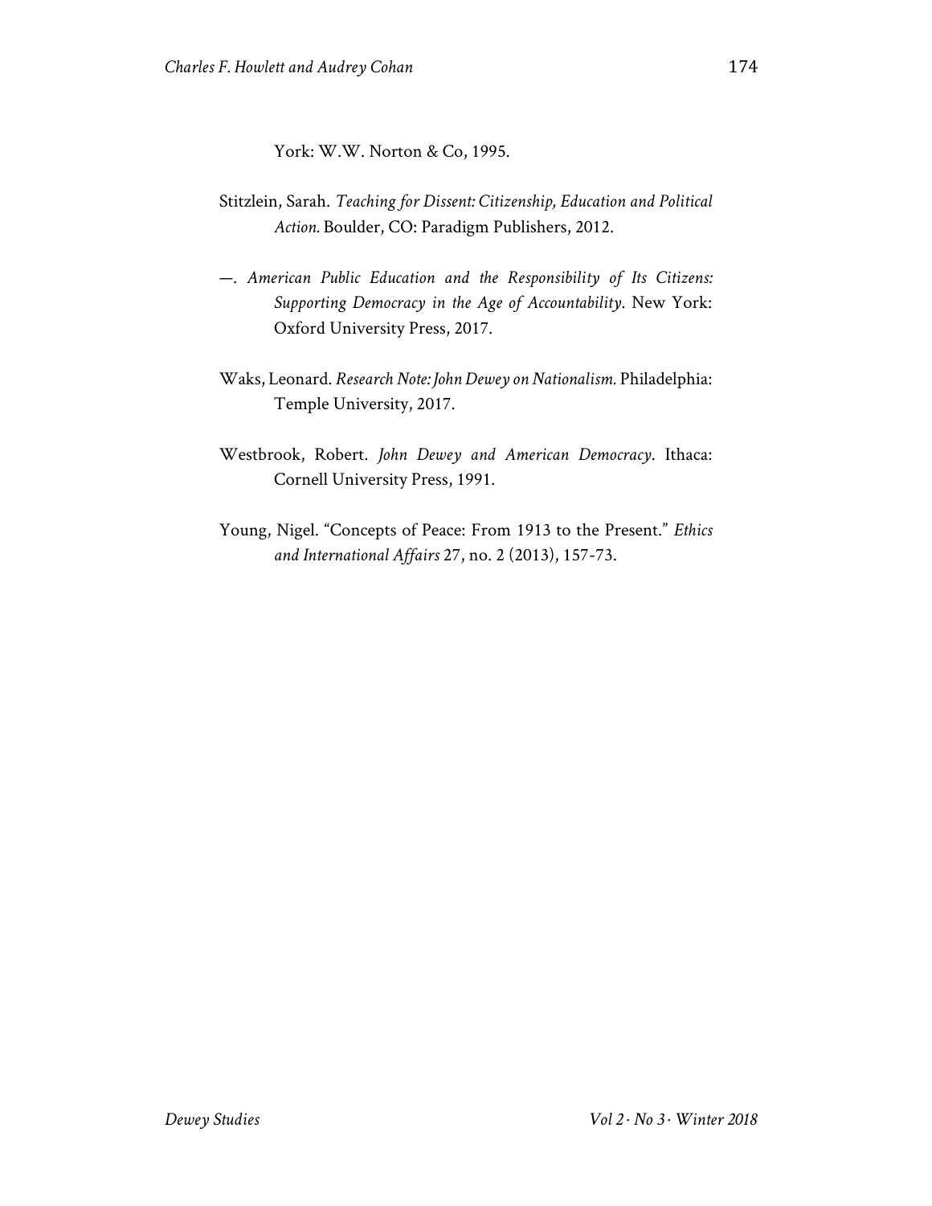York: W.W. Norton & Co, 1995.

Stitzlein, Sarah. *Teaching for Dissent: Citizenship, Education and Political Action.* Boulder, CO: Paradigm Publishers, 2012.

—. *American Public Education and the Responsibility of Its Citizens: Supporting Democracy in the Age of Accountability*. New York: Oxford University Press, 2017.

Waks, Leonard. *Research Note: John Dewey on Nationalism.* Philadelphia: Temple University, 2017.

Westbrook, Robert. *John Dewey and American Democracy*. Ithaca: Cornell University Press, 1991.

Young, Nigel. "Concepts of Peace: From 1913 to the Present." *Ethics and International Affairs* 27, no. 2 (2013), 157-73.